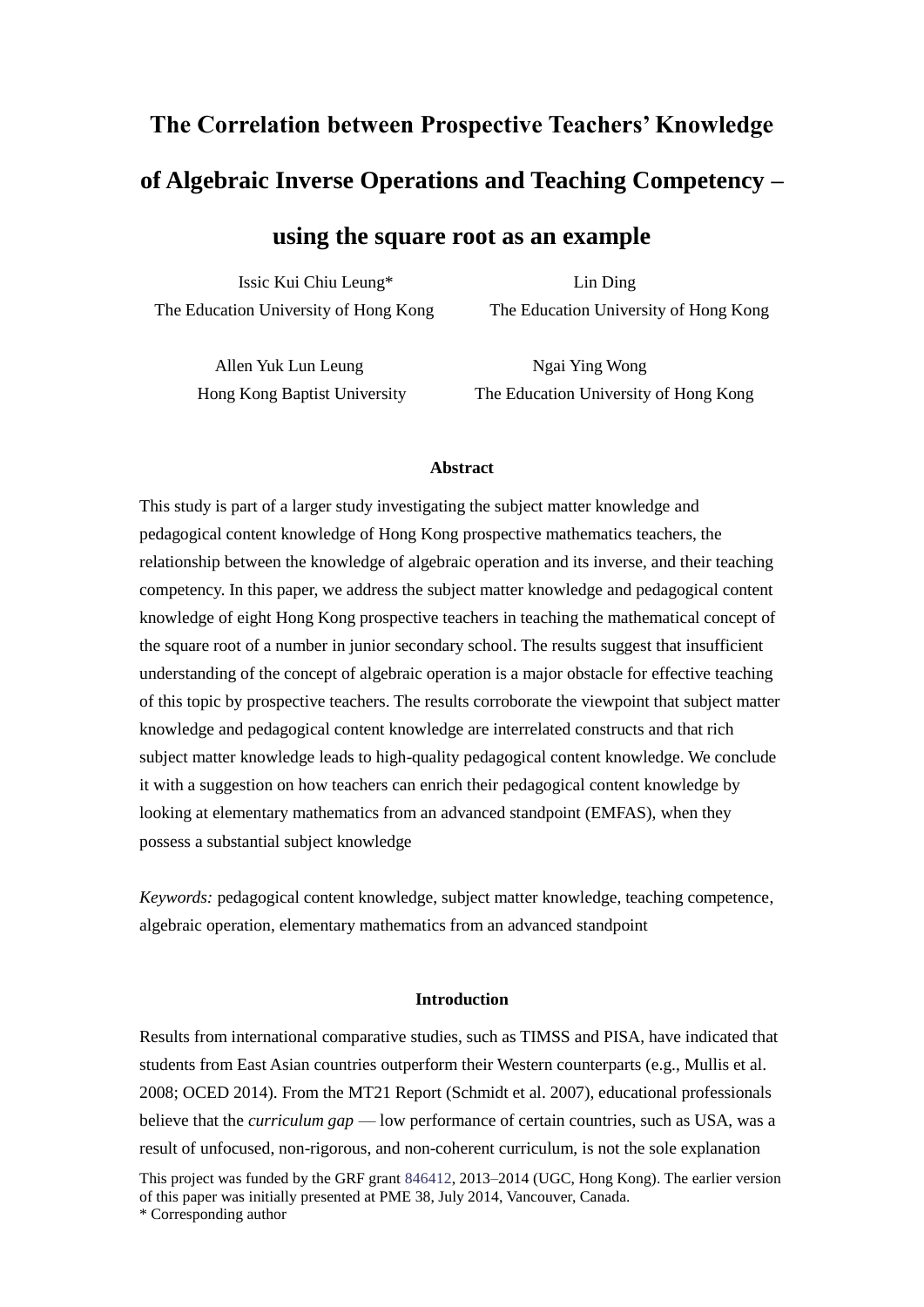# The Correlation between Prospective Teachers' Knowledge of Algebraic Inverse Operations and Teaching Competency – using the square root as an example

Issic Kui Chiu Leung*
The Education University of Hong Kong

Lin Ding
The Education University of Hong Kong

Allen Yuk Lun Leung
Hong Kong Baptist University

Ngai Ying Wong
The Education University of Hong Kong

### Abstract

This study is part of a larger study investigating the subject matter knowledge and pedagogical content knowledge of Hong Kong prospective mathematics teachers, the relationship between the knowledge of algebraic operation and its inverse, and their teaching competency. In this paper, we address the subject matter knowledge and pedagogical content knowledge of eight Hong Kong prospective teachers in teaching the mathematical concept of the square root of a number in junior secondary school. The results suggest that insufficient understanding of the concept of algebraic operation is a major obstacle for effective teaching of this topic by prospective teachers. The results corroborate the viewpoint that subject matter knowledge and pedagogical content knowledge are interrelated constructs and that rich subject matter knowledge leads to high-quality pedagogical content knowledge. We conclude it with a suggestion on how teachers can enrich their pedagogical content knowledge by looking at elementary mathematics from an advanced standpoint (EMFAS), when they possess a substantial subject knowledge

*Keywords:* pedagogical content knowledge, subject matter knowledge, teaching competence, algebraic operation, elementary mathematics from an advanced standpoint

### Introduction

Results from international comparative studies, such as TIMSS and PISA, have indicated that students from East Asian countries outperform their Western counterparts (e.g., Mullis et al. 2008; OCED 2014). From the MT21 Report (Schmidt et al. 2007), educational professionals believe that the *curriculum gap* — low performance of certain countries, such as USA, was a result of unfocused, non-rigorous, and non-coherent curriculum, is not the sole explanation

This project was funded by the GRF grant 846412, 2013–2014 (UGC, Hong Kong). The earlier version of this paper was initially presented at PME 38, July 2014, Vancouver, Canada.
* Corresponding author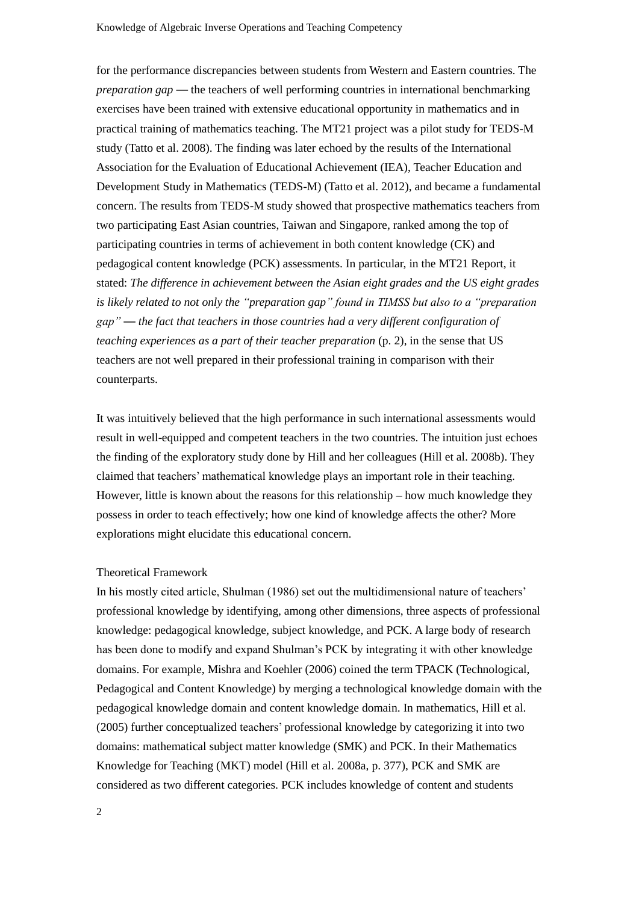for the performance discrepancies between students from Western and Eastern countries. The *preparation gap* — the teachers of well performing countries in international benchmarking exercises have been trained with extensive educational opportunity in mathematics and in practical training of mathematics teaching. The MT21 project was a pilot study for TEDS-M study (Tatto et al. 2008). The finding was later echoed by the results of the International Association for the Evaluation of Educational Achievement (IEA), Teacher Education and Development Study in Mathematics (TEDS-M) (Tatto et al. 2012), and became a fundamental concern. The results from TEDS-M study showed that prospective mathematics teachers from two participating East Asian countries, Taiwan and Singapore, ranked among the top of participating countries in terms of achievement in both content knowledge (CK) and pedagogical content knowledge (PCK) assessments. In particular, in the MT21 Report, it stated: ***The difference in achievement between the Asian eight grades and the US eight grades is likely related to not only the "preparation gap" found in TIMSS but also to a "preparation gap" — the fact that teachers in those countries had a very different configuration of teaching experiences as a part of their teacher preparation*** (p. 2), in the sense that US teachers are not well prepared in their professional training in comparison with their counterparts.

It was intuitively believed that the high performance in such international assessments would result in well-equipped and competent teachers in the two countries. The intuition just echoes the finding of the exploratory study done by Hill and her colleagues (Hill et al. 2008b). They claimed that teachers' mathematical knowledge plays an important role in their teaching. However, little is known about the reasons for this relationship – how much knowledge they possess in order to teach effectively; how one kind of knowledge affects the other? More explorations might elucidate this educational concern.

## Theoretical Framework

In his mostly cited article, Shulman (1986) set out the multidimensional nature of teachers' professional knowledge by identifying, among other dimensions, three aspects of professional knowledge: pedagogical knowledge, subject knowledge, and PCK. A large body of research has been done to modify and expand Shulman's PCK by integrating it with other knowledge domains. For example, Mishra and Koehler (2006) coined the term TPACK (Technological, Pedagogical and Content Knowledge) by merging a technological knowledge domain with the pedagogical knowledge domain and content knowledge domain. In mathematics, Hill et al. (2005) further conceptualized teachers' professional knowledge by categorizing it into two domains: mathematical subject matter knowledge (SMK) and PCK. In their Mathematics Knowledge for Teaching (MKT) model (Hill et al. 2008a, p. 377), PCK and SMK are considered as two different categories. PCK includes knowledge of content and students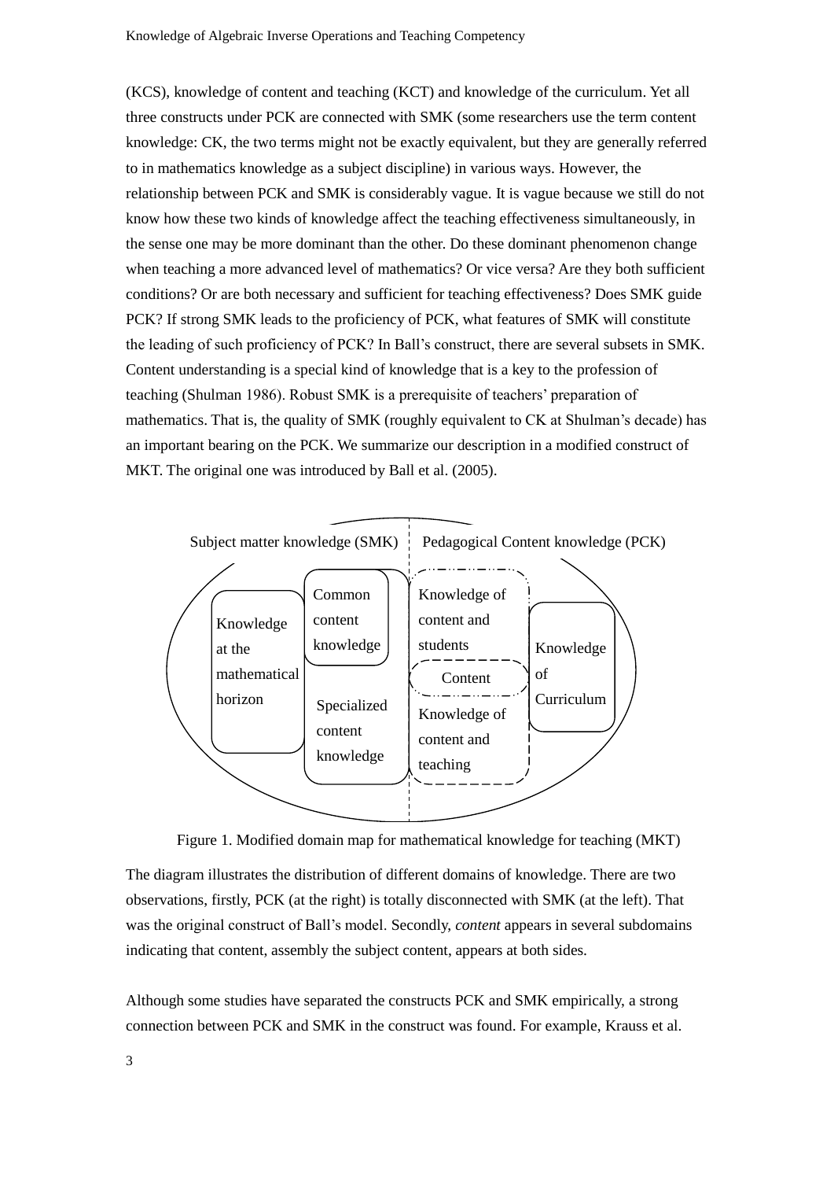(KCS), knowledge of content and teaching (KCT) and knowledge of the curriculum. Yet all three constructs under PCK are connected with SMK (some researchers use the term content knowledge: CK, the two terms might not be exactly equivalent, but they are generally referred to in mathematics knowledge as a subject discipline) in various ways. However, the relationship between PCK and SMK is considerably vague. It is vague because we still do not know how these two kinds of knowledge affect the teaching effectiveness simultaneously, in the sense one may be more dominant than the other. Do these dominant phenomenon change when teaching a more advanced level of mathematics? Or vice versa? Are they both sufficient conditions? Or are both necessary and sufficient for teaching effectiveness? Does SMK guide PCK? If strong SMK leads to the proficiency of PCK, what features of SMK will constitute the leading of such proficiency of PCK? In Ball's construct, there are several subsets in SMK. Content understanding is a special kind of knowledge that is a key to the profession of teaching (Shulman 1986). Robust SMK is a prerequisite of teachers' preparation of mathematics. That is, the quality of SMK (roughly equivalent to CK at Shulman's decade) has an important bearing on the PCK. We summarize our description in a modified construct of MKT. The original one was introduced by Ball et al. (2005).

Figure 1. Modified domain map for mathematical knowledge for teaching (MKT)

The diagram illustrates the distribution of different domains of knowledge. There are two observations, firstly, PCK (at the right) is totally disconnected with SMK (at the left). That was the original construct of Ball's model. Secondly, *content* appears in several subdomains indicating that content, assembly the subject content, appears at both sides.

Although some studies have separated the constructs PCK and SMK empirically, a strong connection between PCK and SMK in the construct was found. For example, Krauss et al.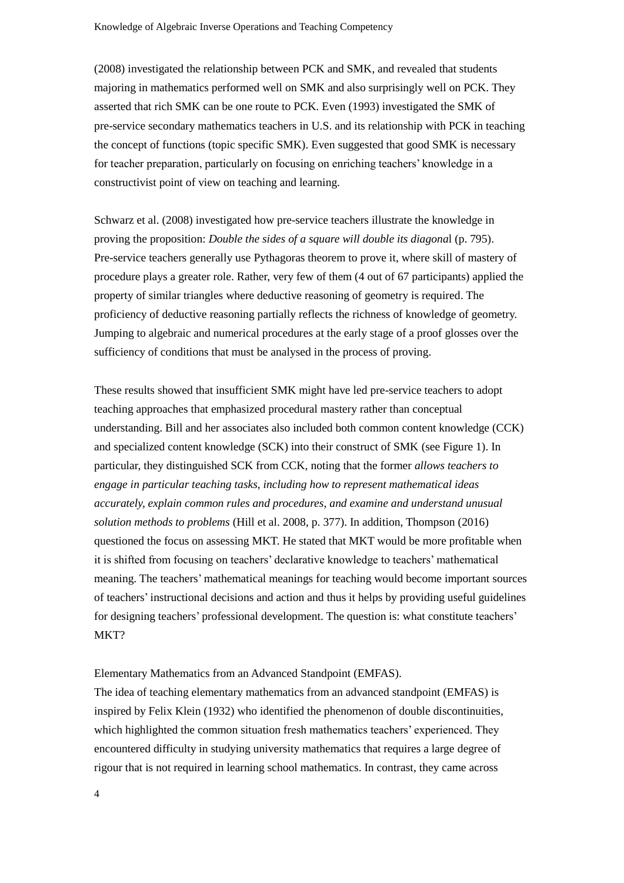(2008) investigated the relationship between PCK and SMK, and revealed that students majoring in mathematics performed well on SMK and also surprisingly well on PCK. They asserted that rich SMK can be one route to PCK. Even (1993) investigated the SMK of pre-service secondary mathematics teachers in U.S. and its relationship with PCK in teaching the concept of functions (topic specific SMK). Even suggested that good SMK is necessary for teacher preparation, particularly on focusing on enriching teachers' knowledge in a constructivist point of view on teaching and learning.

Schwarz et al. (2008) investigated how pre-service teachers illustrate the knowledge in proving the proposition: *Double the sides of a square will double its diagona*l (p. 795). Pre-service teachers generally use Pythagoras theorem to prove it, where skill of mastery of procedure plays a greater role. Rather, very few of them (4 out of 67 participants) applied the property of similar triangles where deductive reasoning of geometry is required. The proficiency of deductive reasoning partially reflects the richness of knowledge of geometry. Jumping to algebraic and numerical procedures at the early stage of a proof glosses over the sufficiency of conditions that must be analysed in the process of proving.

These results showed that insufficient SMK might have led pre-service teachers to adopt teaching approaches that emphasized procedural mastery rather than conceptual understanding. Bill and her associates also included both common content knowledge (CCK) and specialized content knowledge (SCK) into their construct of SMK (see Figure 1). In particular, they distinguished SCK from CCK, noting that the former *allows teachers to engage in particular teaching tasks, including how to represent mathematical ideas accurately, explain common rules and procedures, and examine and understand unusual solution methods to problems* (Hill et al. 2008, p. 377). In addition, Thompson (2016) questioned the focus on assessing MKT. He stated that MKT would be more profitable when it is shifted from focusing on teachers' declarative knowledge to teachers' mathematical meaning. The teachers' mathematical meanings for teaching would become important sources of teachers' instructional decisions and action and thus it helps by providing useful guidelines for designing teachers' professional development. The question is: what constitute teachers' MKT?

Elementary Mathematics from an Advanced Standpoint (EMFAS).

The idea of teaching elementary mathematics from an advanced standpoint (EMFAS) is inspired by Felix Klein (1932) who identified the phenomenon of double discontinuities, which highlighted the common situation fresh mathematics teachers' experienced. They encountered difficulty in studying university mathematics that requires a large degree of rigour that is not required in learning school mathematics. In contrast, they came across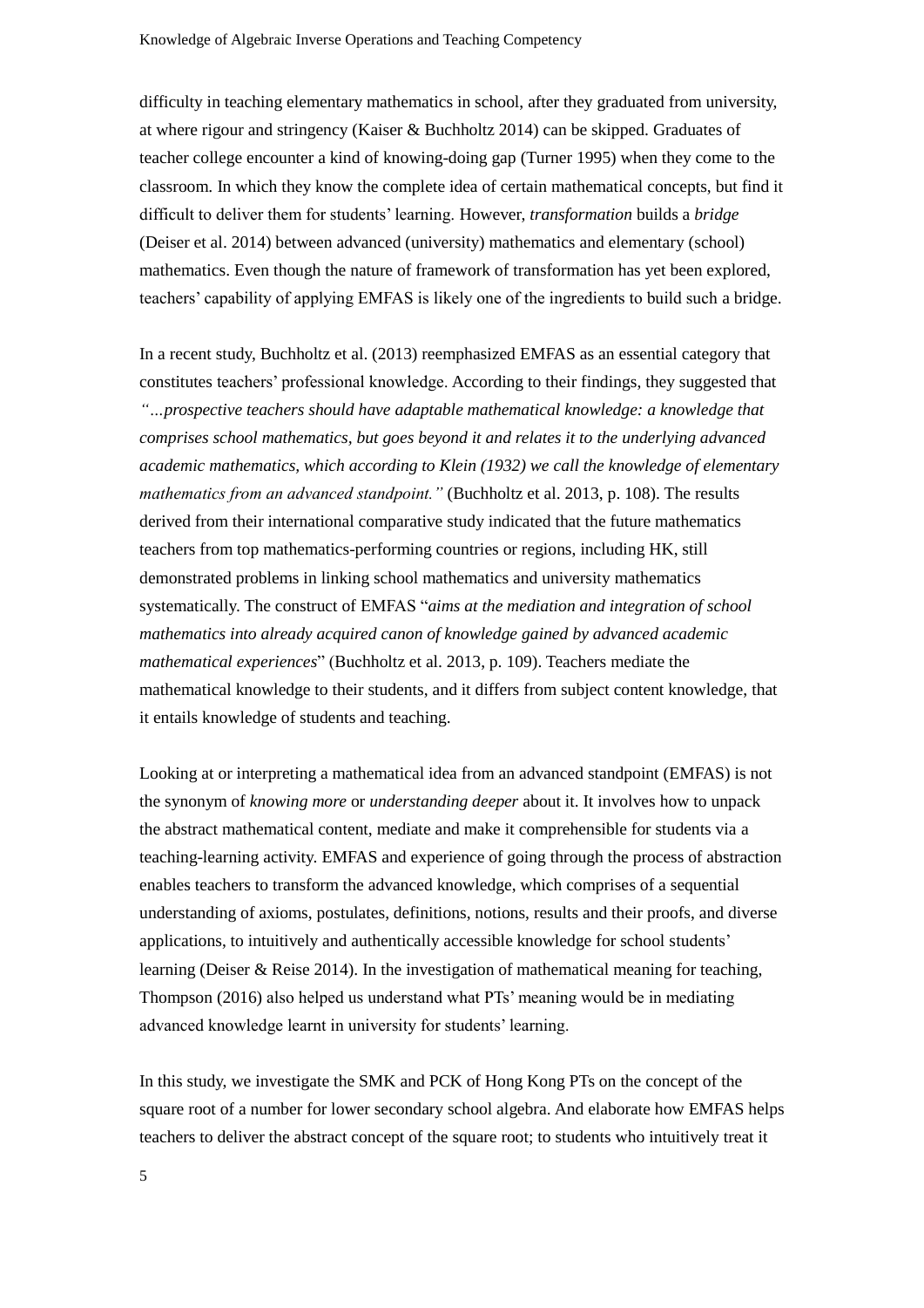difficulty in teaching elementary mathematics in school, after they graduated from university, at where rigour and stringency (Kaiser & Buchholtz 2014) can be skipped. Graduates of teacher college encounter a kind of knowing-doing gap (Turner 1995) when they come to the classroom. In which they know the complete idea of certain mathematical concepts, but find it difficult to deliver them for students' learning. However, *transformation* builds a *bridge* (Deiser et al. 2014) between advanced (university) mathematics and elementary (school) mathematics. Even though the nature of framework of transformation has yet been explored, teachers' capability of applying EMFAS is likely one of the ingredients to build such a bridge.

In a recent study, Buchholtz et al. (2013) reemphasized EMFAS as an essential category that constitutes teachers' professional knowledge. According to their findings, they suggested that *"…prospective teachers should have adaptable mathematical knowledge: a knowledge that comprises school mathematics, but goes beyond it and relates it to the underlying advanced academic mathematics, which according to Klein (1932) we call the knowledge of elementary mathematics from an advanced standpoint."* (Buchholtz et al. 2013, p. 108). The results derived from their international comparative study indicated that the future mathematics teachers from top mathematics-performing countries or regions, including HK, still demonstrated problems in linking school mathematics and university mathematics systematically. The construct of EMFAS "*aims at the mediation and integration of school mathematics into already acquired canon of knowledge gained by advanced academic mathematical experiences*" (Buchholtz et al. 2013, p. 109). Teachers mediate the mathematical knowledge to their students, and it differs from subject content knowledge, that it entails knowledge of students and teaching.

Looking at or interpreting a mathematical idea from an advanced standpoint (EMFAS) is not the synonym of *knowing more* or *understanding deeper* about it. It involves how to unpack the abstract mathematical content, mediate and make it comprehensible for students via a teaching-learning activity. EMFAS and experience of going through the process of abstraction enables teachers to transform the advanced knowledge, which comprises of a sequential understanding of axioms, postulates, definitions, notions, results and their proofs, and diverse applications, to intuitively and authentically accessible knowledge for school students' learning (Deiser & Reise 2014). In the investigation of mathematical meaning for teaching, Thompson (2016) also helped us understand what PTs' meaning would be in mediating advanced knowledge learnt in university for students' learning.

In this study, we investigate the SMK and PCK of Hong Kong PTs on the concept of the square root of a number for lower secondary school algebra. And elaborate how EMFAS helps teachers to deliver the abstract concept of the square root; to students who intuitively treat it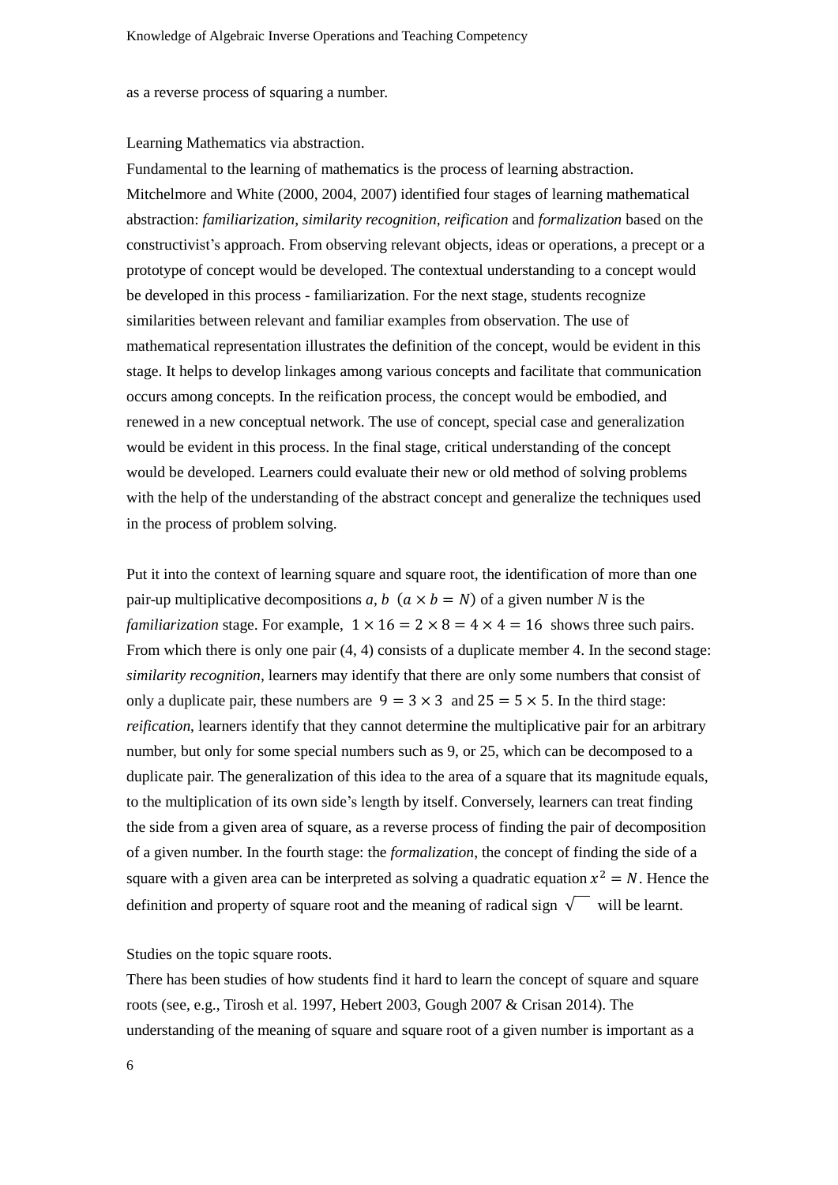as a reverse process of squaring a number.

### Learning Mathematics via abstraction.

Fundamental to the learning of mathematics is the process of learning abstraction. Mitchelmore and White (2000, 2004, 2007) identified four stages of learning mathematical abstraction: *familiarization*, *similarity recognition*, *reification* and *formalization* based on the constructivist's approach. From observing relevant objects, ideas or operations, a precept or a prototype of concept would be developed. The contextual understanding to a concept would be developed in this process - familiarization. For the next stage, students recognize similarities between relevant and familiar examples from observation. The use of mathematical representation illustrates the definition of the concept, would be evident in this stage. It helps to develop linkages among various concepts and facilitate that communication occurs among concepts. In the reification process, the concept would be embodied, and renewed in a new conceptual network. The use of concept, special case and generalization would be evident in this process. In the final stage, critical understanding of the concept would be developed. Learners could evaluate their new or old method of solving problems with the help of the understanding of the abstract concept and generalize the techniques used in the process of problem solving.

Put it into the context of learning square and square root, the identification of more than one pair-up multiplicative decompositions $a, b$ $(a \times b = N)$ of a given number $N$ is the *familiarization* stage. For example, $1 \times 16 = 2 \times 8 = 4 \times 4 = 16$ shows three such pairs. From which there is only one pair (4, 4) consists of a duplicate member 4. In the second stage: *similarity recognition*, learners may identify that there are only some numbers that consist of only a duplicate pair, these numbers are $9 = 3 \times 3$ and $25 = 5 \times 5$. In the third stage: *reification*, learners identify that they cannot determine the multiplicative pair for an arbitrary number, but only for some special numbers such as 9, or 25, which can be decomposed to a duplicate pair. The generalization of this idea to the area of a square that its magnitude equals, to the multiplication of its own side's length by itself. Conversely, learners can treat finding the side from a given area of square, as a reverse process of finding the pair of decomposition of a given number. In the fourth stage: the *formalization*, the concept of finding the side of a square with a given area can be interpreted as solving a quadratic equation $x^2 = N$. Hence the definition and property of square root and the meaning of radical sign $\sqrt{\quad}$ will be learnt.

### Studies on the topic square roots.

There has been studies of how students find it hard to learn the concept of square and square roots (see, e.g., Tirosh et al. 1997, Hebert 2003, Gough 2007 & Crisan 2014). The understanding of the meaning of square and square root of a given number is important as a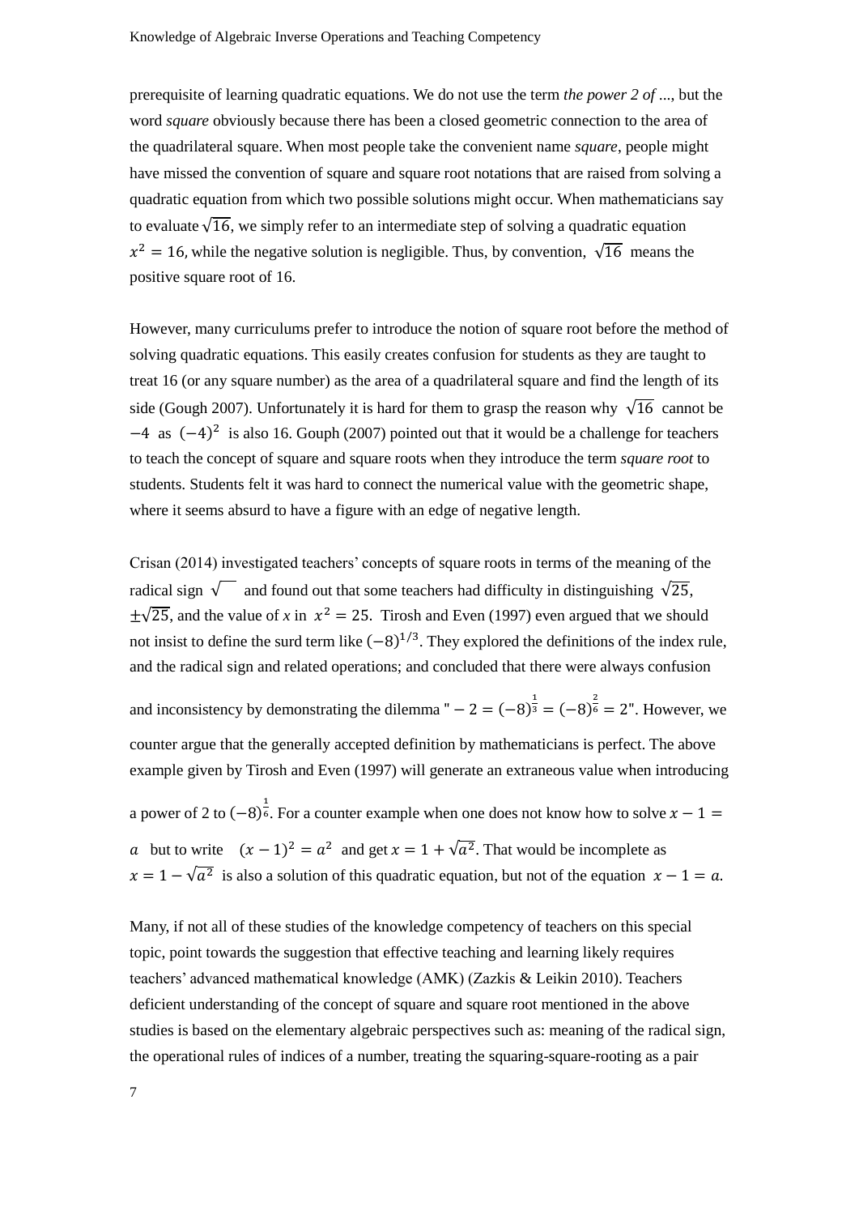prerequisite of learning quadratic equations. We do not use the term *the power 2 of ...*, but the word *square* obviously because there has been a closed geometric connection to the area of the quadrilateral square. When most people take the convenient name *square*, people might have missed the convention of square and square root notations that are raised from solving a quadratic equation from which two possible solutions might occur. When mathematicians say to evaluate $\sqrt{16}$, we simply refer to an intermediate step of solving a quadratic equation $x^2 = 16$, while the negative solution is negligible. Thus, by convention, $\sqrt{16}$ means the positive square root of 16.

However, many curriculums prefer to introduce the notion of square root before the method of solving quadratic equations. This easily creates confusion for students as they are taught to treat 16 (or any square number) as the area of a quadrilateral square and find the length of its side (Gough 2007). Unfortunately it is hard for them to grasp the reason why $\sqrt{16}$ cannot be $-4$ as $(-4)^2$ is also 16. Gouph (2007) pointed out that it would be a challenge for teachers to teach the concept of square and square roots when they introduce the term *square root* to students. Students felt it was hard to connect the numerical value with the geometric shape, where it seems absurd to have a figure with an edge of negative length.

Crisan (2014) investigated teachers' concepts of square roots in terms of the meaning of the radical sign $\sqrt{\quad}$ and found out that some teachers had difficulty in distinguishing $\sqrt{25}$, $\pm\sqrt{25}$, and the value of *x* in $x^2 = 25$. Tirosh and Even (1997) even argued that we should not insist to define the surd term like $(-8)^{1/3}$. They explored the definitions of the index rule, and the radical sign and related operations; and concluded that there were always confusion and inconsistency by demonstrating the dilemma "$-2 = (-8)^{\frac{1}{3}} = (-8)^{\frac{2}{6}} = 2$". However, we counter argue that the generally accepted definition by mathematicians is perfect. The above example given by Tirosh and Even (1997) will generate an extraneous value when introducing a power of 2 to $(-8)^{\frac{1}{6}}$. For a counter example when one does not know how to solve $x - 1 = a$ but to write $(x-1)^2 = a^2$ and get $x = 1 + \sqrt{a^2}$. That would be incomplete as $x = 1 - \sqrt{a^2}$ is also a solution of this quadratic equation, but not of the equation $x - 1 = a$.

Many, if not all of these studies of the knowledge competency of teachers on this special topic, point towards the suggestion that effective teaching and learning likely requires teachers' advanced mathematical knowledge (AMK) (Zazkis & Leikin 2010). Teachers deficient understanding of the concept of square and square root mentioned in the above studies is based on the elementary algebraic perspectives such as: meaning of the radical sign, the operational rules of indices of a number, treating the squaring-square-rooting as a pair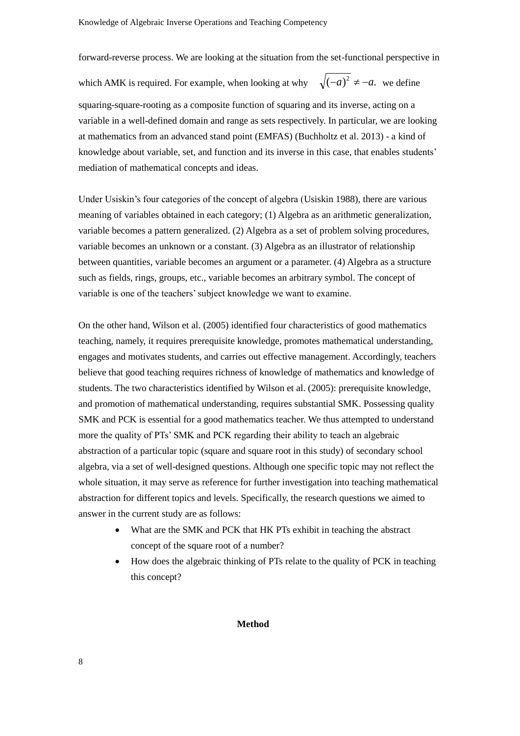forward-reverse process. We are looking at the situation from the set-functional perspective in which AMK is required. For example, when looking at why $\sqrt{(-a)^2} \neq -a.$ we define squaring-square-rooting as a composite function of squaring and its inverse, acting on a variable in a well-defined domain and range as sets respectively. In particular, we are looking at mathematics from an advanced stand point (EMFAS) (Buchholtz et al. 2013) - a kind of knowledge about variable, set, and function and its inverse in this case, that enables students' mediation of mathematical concepts and ideas.

Under Usiskin's four categories of the concept of algebra (Usiskin 1988), there are various meaning of variables obtained in each category; (1) Algebra as an arithmetic generalization, variable becomes a pattern generalized. (2) Algebra as a set of problem solving procedures, variable becomes an unknown or a constant. (3) Algebra as an illustrator of relationship between quantities, variable becomes an argument or a parameter. (4) Algebra as a structure such as fields, rings, groups, etc., variable becomes an arbitrary symbol. The concept of variable is one of the teachers' subject knowledge we want to examine.

On the other hand, Wilson et al. (2005) identified four characteristics of good mathematics teaching, namely, it requires prerequisite knowledge, promotes mathematical understanding, engages and motivates students, and carries out effective management. Accordingly, teachers believe that good teaching requires richness of knowledge of mathematics and knowledge of students. The two characteristics identified by Wilson et al. (2005): prerequisite knowledge, and promotion of mathematical understanding, requires substantial SMK. Possessing quality SMK and PCK is essential for a good mathematics teacher. We thus attempted to understand more the quality of PTs' SMK and PCK regarding their ability to teach an algebraic abstraction of a particular topic (square and square root in this study) of secondary school algebra, via a set of well-designed questions. Although one specific topic may not reflect the whole situation, it may serve as reference for further investigation into teaching mathematical abstraction for different topics and levels. Specifically, the research questions we aimed to answer in the current study are as follows:

- What are the SMK and PCK that HK PTs exhibit in teaching the abstract concept of the square root of a number?
- How does the algebraic thinking of PTs relate to the quality of PCK in teaching this concept?

## Method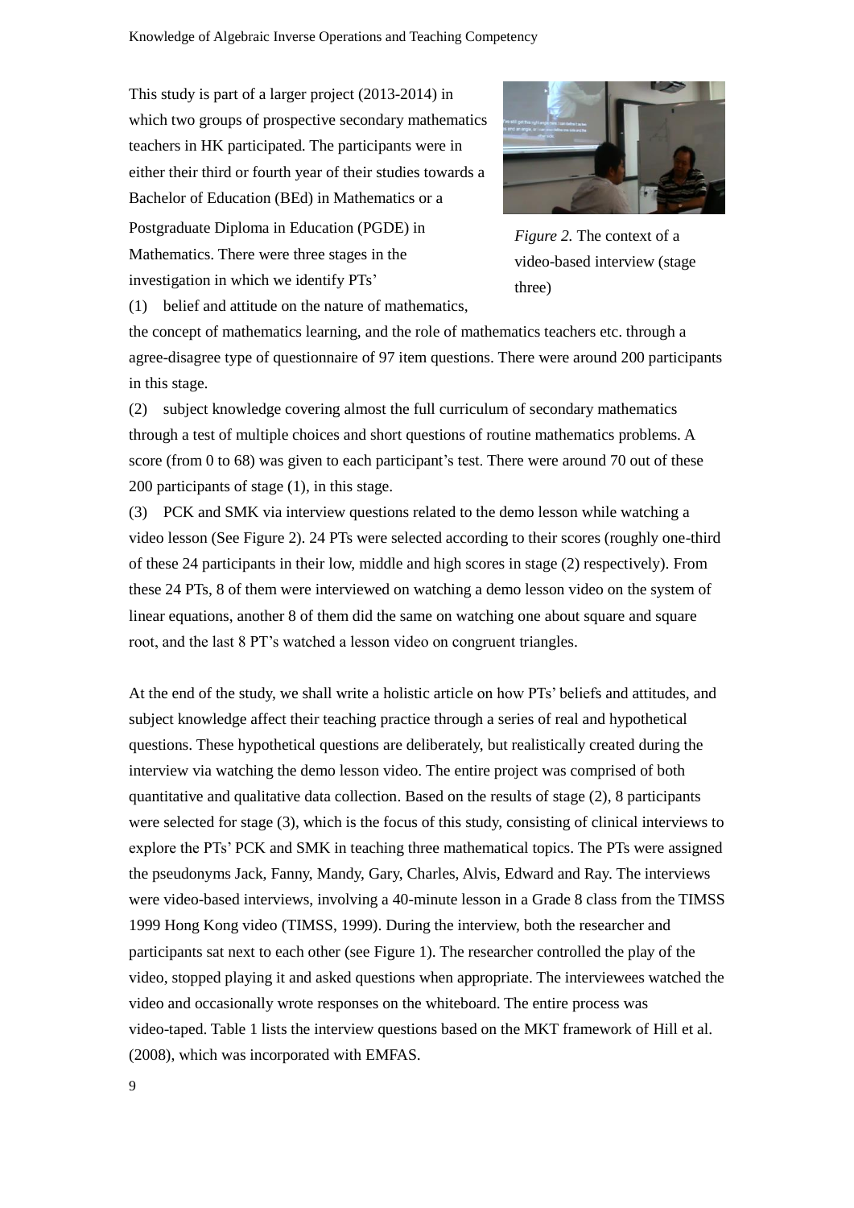This study is part of a larger project (2013-2014) in which two groups of prospective secondary mathematics teachers in HK participated. The participants were in either their third or fourth year of their studies towards a Bachelor of Education (BEd) in Mathematics or a Postgraduate Diploma in Education (PGDE) in Mathematics. There were three stages in the investigation in which we identify PTs'

*Figure 2.* The context of a video-based interview (stage three)

(1) belief and attitude on the nature of mathematics, the concept of mathematics learning, and the role of mathematics teachers etc. through a agree-disagree type of questionnaire of 97 item questions. There were around 200 participants in this stage.

(2) subject knowledge covering almost the full curriculum of secondary mathematics through a test of multiple choices and short questions of routine mathematics problems. A score (from 0 to 68) was given to each participant's test. There were around 70 out of these 200 participants of stage (1), in this stage.

(3) PCK and SMK via interview questions related to the demo lesson while watching a video lesson (See Figure 2). 24 PTs were selected according to their scores (roughly one-third of these 24 participants in their low, middle and high scores in stage (2) respectively). From these 24 PTs, 8 of them were interviewed on watching a demo lesson video on the system of linear equations, another 8 of them did the same on watching one about square and square root, and the last 8 PT's watched a lesson video on congruent triangles.

At the end of the study, we shall write a holistic article on how PTs' beliefs and attitudes, and subject knowledge affect their teaching practice through a series of real and hypothetical questions. These hypothetical questions are deliberately, but realistically created during the interview via watching the demo lesson video. The entire project was comprised of both quantitative and qualitative data collection. Based on the results of stage (2), 8 participants were selected for stage (3), which is the focus of this study, consisting of clinical interviews to explore the PTs' PCK and SMK in teaching three mathematical topics. The PTs were assigned the pseudonyms Jack, Fanny, Mandy, Gary, Charles, Alvis, Edward and Ray. The interviews were video-based interviews, involving a 40-minute lesson in a Grade 8 class from the TIMSS 1999 Hong Kong video (TIMSS, 1999). During the interview, both the researcher and participants sat next to each other (see Figure 1). The researcher controlled the play of the video, stopped playing it and asked questions when appropriate. The interviewees watched the video and occasionally wrote responses on the whiteboard. The entire process was video-taped. Table 1 lists the interview questions based on the MKT framework of Hill et al. (2008), which was incorporated with EMFAS.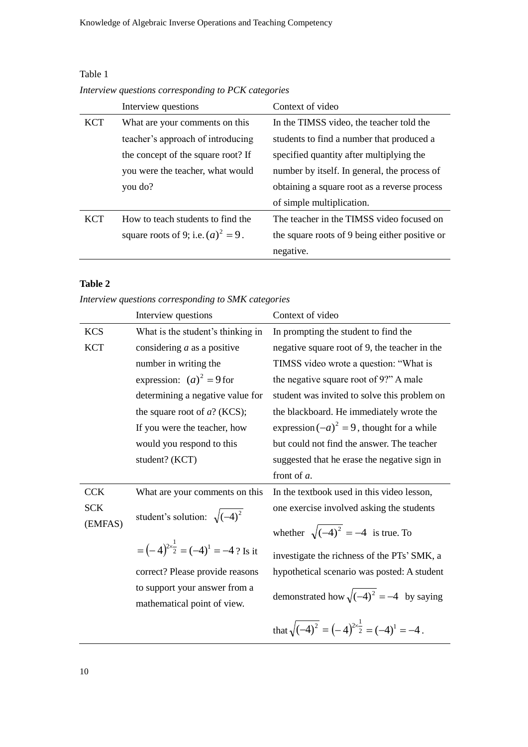Table 1

*Interview questions corresponding to PCK categories*

| | Interview questions | Context of video |
|---|---|---|
| KCT | What are your comments on this teacher's approach of introducing the concept of the square root? If you were the teacher, what would you do? | In the TIMSS video, the teacher told the students to find a number that produced a specified quantity after multiplying the number by itself. In general, the process of obtaining a square root as a reverse process of simple multiplication. |
| KCT | How to teach students to find the square roots of 9; i.e. $(a)^2 = 9$. | The teacher in the TIMSS video focused on the square roots of 9 being either positive or negative. |

**Table 2**

*Interview questions corresponding to SMK categories*

| | Interview questions | Context of video |
|---|---|---|
| KCS<br>KCT | What is the student's thinking in considering *a* as a positive number in writing the expression: $(a)^2 = 9$ for determining a negative value for the square root of *a*? (KCS);<br>If you were the teacher, how would you respond to this student? (KCT) | In prompting the student to find the negative square root of 9, the teacher in the TIMSS video wrote a question: "What is the negative square root of 9?" A male student was invited to solve this problem on the blackboard. He immediately wrote the expression $(-a)^2 = 9$, thought for a while but could not find the answer. The teacher suggested that he erase the negative sign in front of *a*. |
| CCK<br>SCK<br>(EMFAS) | What are your comments on this student's solution: $\sqrt{(-4)^2} = (-4)^{2\times\frac{1}{2}} = (-4)^1 = -4$? Is it correct? Please provide reasons to support your answer from a mathematical point of view. | In the textbook used in this video lesson, one exercise involved asking the students whether $\sqrt{(-4)^2} = -4$ is true. To investigate the richness of the PTs' SMK, a hypothetical scenario was posted: A student demonstrated how $\sqrt{(-4)^2} = -4$ by saying that $\sqrt{(-4)^2} = (-4)^{2\times\frac{1}{2}} = (-4)^1 = -4$. |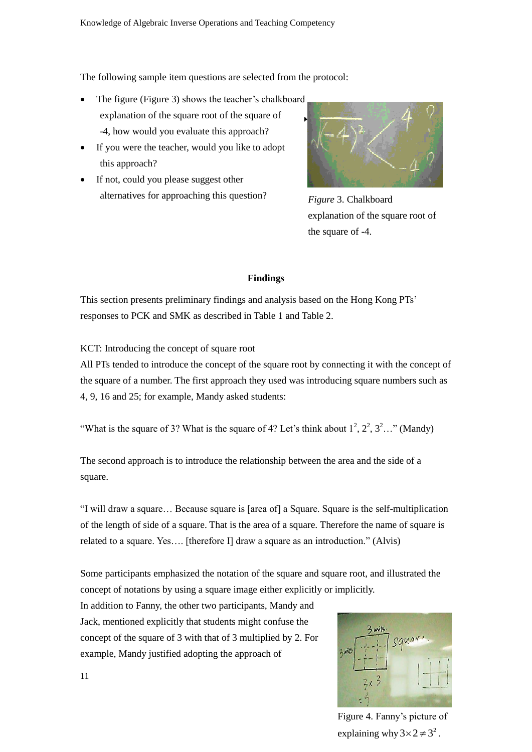The following sample item questions are selected from the protocol:

- The figure (Figure 3) shows the teacher's chalkboard explanation of the square root of the square of -4, how would you evaluate this approach?
- If you were the teacher, would you like to adopt this approach?
- If not, could you please suggest other alternatives for approaching this question?

*Figure* 3. Chalkboard explanation of the square root of the square of -4.

## Findings

This section presents preliminary findings and analysis based on the Hong Kong PTs' responses to PCK and SMK as described in Table 1 and Table 2.

KCT: Introducing the concept of square root

All PTs tended to introduce the concept of the square root by connecting it with the concept of the square of a number. The first approach they used was introducing square numbers such as 4, 9, 16 and 25; for example, Mandy asked students:

"What is the square of 3? What is the square of 4? Let's think about $1^2$, $2^2$, $3^2$…" (Mandy)

The second approach is to introduce the relationship between the area and the side of a square.

"I will draw a square… Because square is [area of] a Square. Square is the self-multiplication of the length of side of a square. That is the area of a square. Therefore the name of square is related to a square. Yes…. [therefore I] draw a square as an introduction." (Alvis)

Some participants emphasized the notation of the square and square root, and illustrated the concept of notations by using a square image either explicitly or implicitly.

In addition to Fanny, the other two participants, Mandy and Jack, mentioned explicitly that students might confuse the concept of the square of 3 with that of 3 multiplied by 2. For example, Mandy justified adopting the approach of

Figure 4. Fanny's picture of explaining why $3\times 2 \neq 3^2$.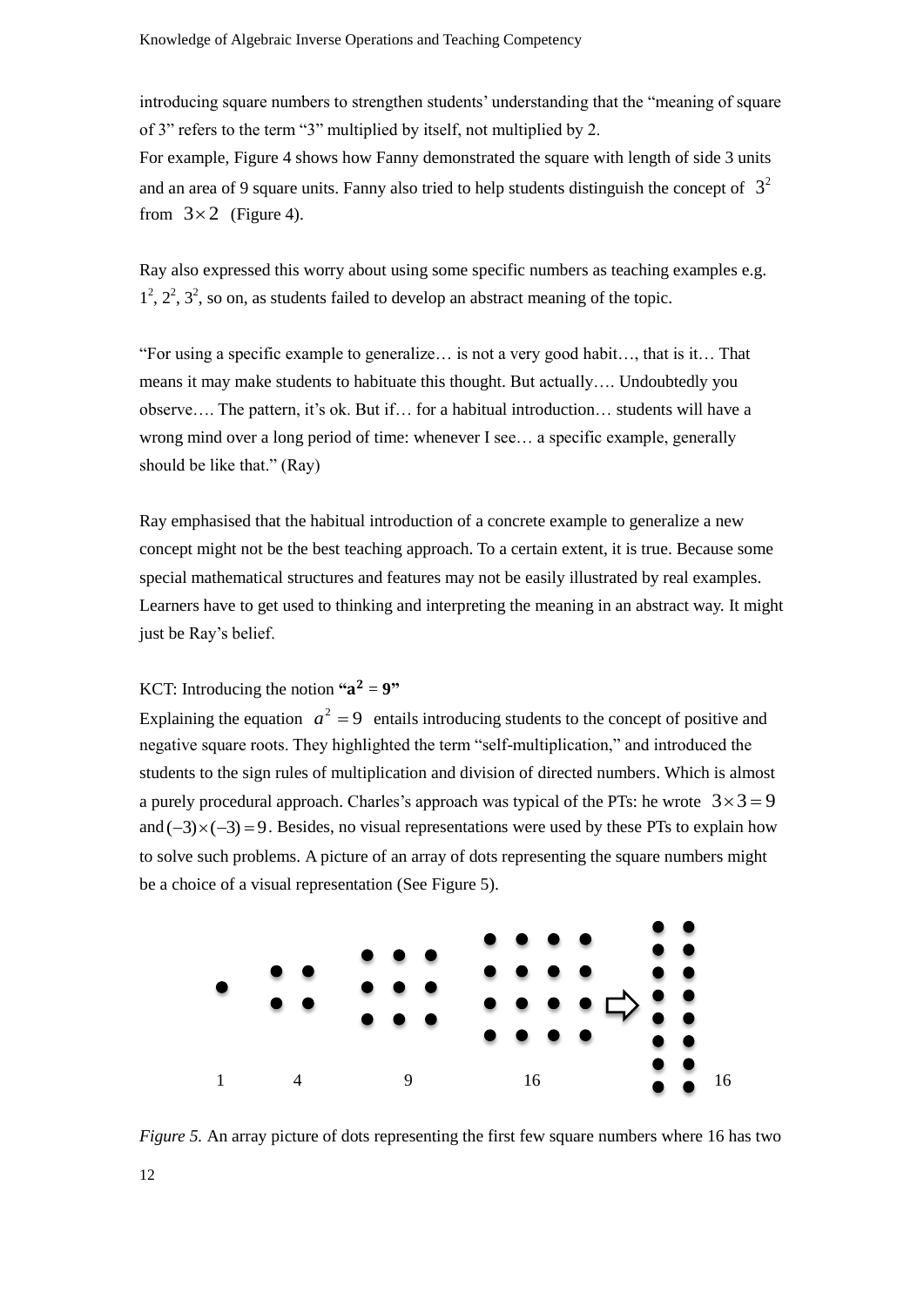introducing square numbers to strengthen students' understanding that the "meaning of square of 3" refers to the term "3" multiplied by itself, not multiplied by 2.
For example, Figure 4 shows how Fanny demonstrated the square with length of side 3 units and an area of 9 square units. Fanny also tried to help students distinguish the concept of $3^2$ from $3\times 2$ (Figure 4).

Ray also expressed this worry about using some specific numbers as teaching examples e.g. $1^2$, $2^2$, $3^2$, so on, as students failed to develop an abstract meaning of the topic.

"For using a specific example to generalize… is not a very good habit…, that is it… That means it may make students to habituate this thought. But actually…. Undoubtedly you observe…. The pattern, it's ok. But if… for a habitual introduction… students will have a wrong mind over a long period of time: whenever I see… a specific example, generally should be like that." (Ray)

Ray emphasised that the habitual introduction of a concrete example to generalize a new concept might not be the best teaching approach. To a certain extent, it is true. Because some special mathematical structures and features may not be easily illustrated by real examples. Learners have to get used to thinking and interpreting the meaning in an abstract way. It might just be Ray's belief.

KCT: Introducing the notion **"$a^2 = 9$"**

Explaining the equation $a^2 = 9$ entails introducing students to the concept of positive and negative square roots. They highlighted the term "self-multiplication," and introduced the students to the sign rules of multiplication and division of directed numbers. Which is almost a purely procedural approach. Charles's approach was typical of the PTs: he wrote $3\times 3 = 9$ and $(-3)\times(-3) = 9$. Besides, no visual representations were used by these PTs to explain how to solve such problems. A picture of an array of dots representing the square numbers might be a choice of a visual representation (See Figure 5).

*Figure 5.* An array picture of dots representing the first few square numbers where 16 has two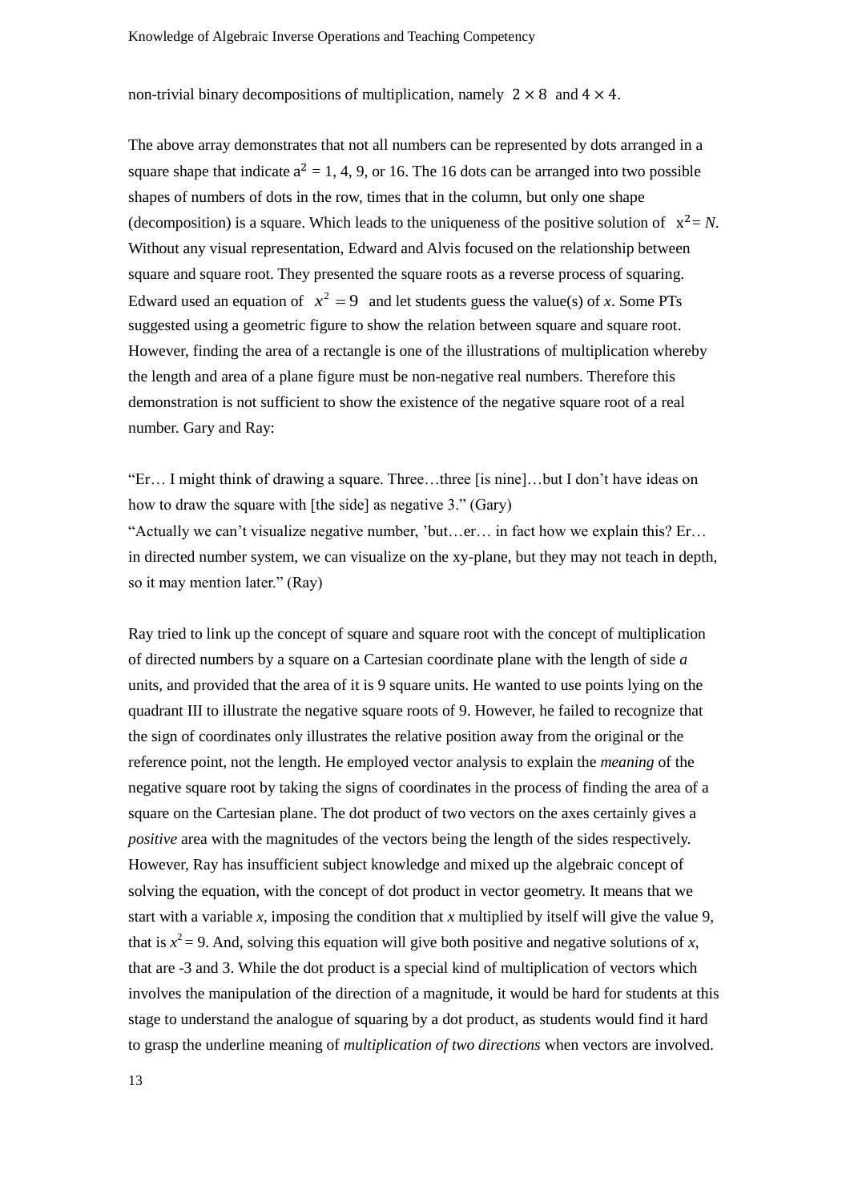non-trivial binary decompositions of multiplication, namely $2 \times 8$ and $4 \times 4$.

The above array demonstrates that not all numbers can be represented by dots arranged in a square shape that indicate $a^2 = 1, 4, 9,$ or $16$. The 16 dots can be arranged into two possible shapes of numbers of dots in the row, times that in the column, but only one shape (decomposition) is a square. Which leads to the uniqueness of the positive solution of $x^2 = N$. Without any visual representation, Edward and Alvis focused on the relationship between square and square root. They presented the square roots as a reverse process of squaring. Edward used an equation of $x^2 = 9$ and let students guess the value(s) of $x$. Some PTs suggested using a geometric figure to show the relation between square and square root. However, finding the area of a rectangle is one of the illustrations of multiplication whereby the length and area of a plane figure must be non-negative real numbers. Therefore this demonstration is not sufficient to show the existence of the negative square root of a real number. Gary and Ray:

"Er… I might think of drawing a square. Three…three [is nine]…but I don't have ideas on how to draw the square with [the side] as negative 3." (Gary)

"Actually we can't visualize negative number, 'but…er… in fact how we explain this? Er… in directed number system, we can visualize on the xy-plane, but they may not teach in depth, so it may mention later." (Ray)

Ray tried to link up the concept of square and square root with the concept of multiplication of directed numbers by a square on a Cartesian coordinate plane with the length of side $a$ units, and provided that the area of it is 9 square units. He wanted to use points lying on the quadrant III to illustrate the negative square roots of 9. However, he failed to recognize that the sign of coordinates only illustrates the relative position away from the original or the reference point, not the length. He employed vector analysis to explain the *meaning* of the negative square root by taking the signs of coordinates in the process of finding the area of a square on the Cartesian plane. The dot product of two vectors on the axes certainly gives a *positive* area with the magnitudes of the vectors being the length of the sides respectively. However, Ray has insufficient subject knowledge and mixed up the algebraic concept of solving the equation, with the concept of dot product in vector geometry. It means that we start with a variable $x$, imposing the condition that $x$ multiplied by itself will give the value 9, that is $x^2 = 9$. And, solving this equation will give both positive and negative solutions of $x$, that are -3 and 3. While the dot product is a special kind of multiplication of vectors which involves the manipulation of the direction of a magnitude, it would be hard for students at this stage to understand the analogue of squaring by a dot product, as students would find it hard to grasp the underline meaning of *multiplication of two directions* when vectors are involved.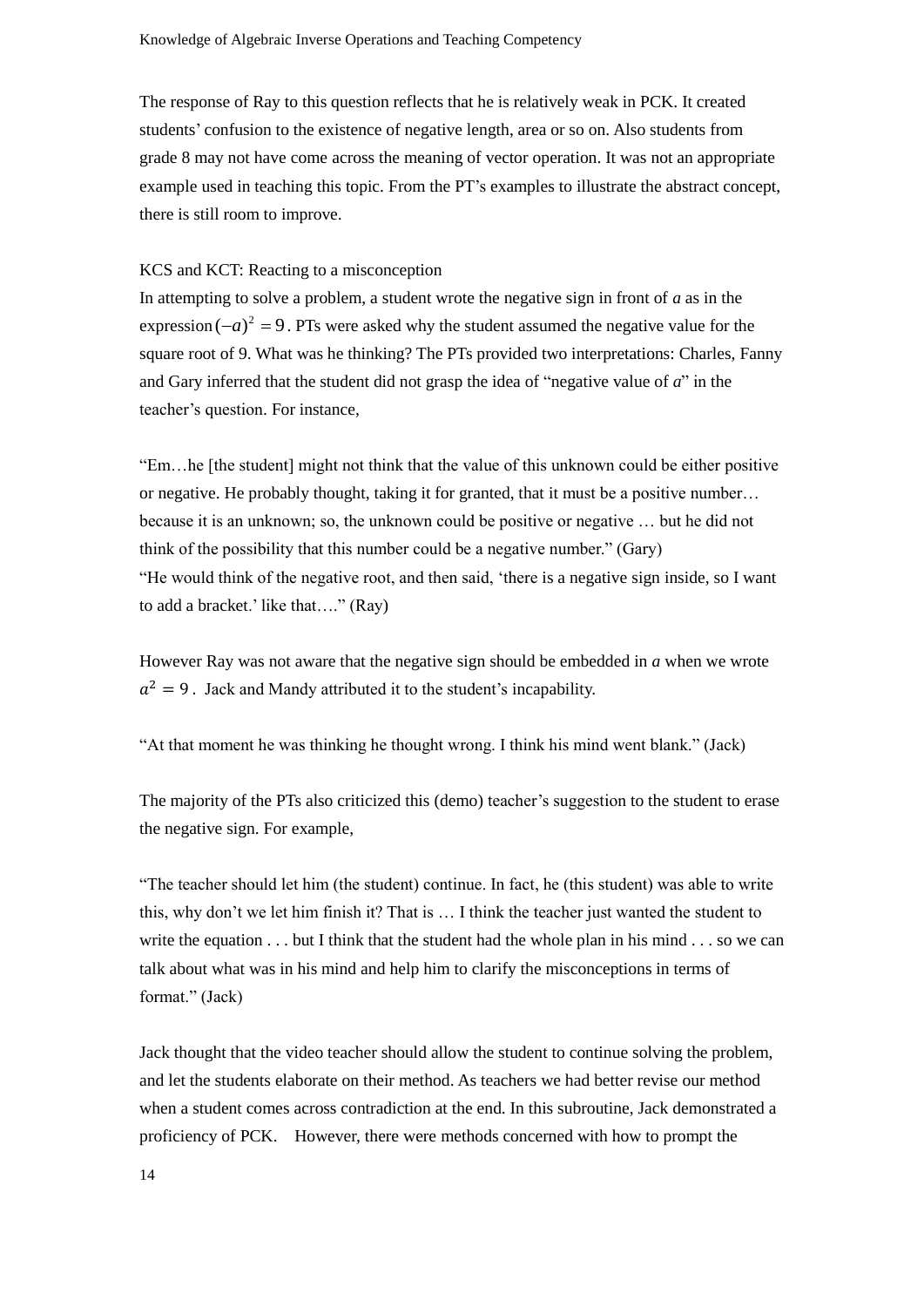The response of Ray to this question reflects that he is relatively weak in PCK. It created students' confusion to the existence of negative length, area or so on. Also students from grade 8 may not have come across the meaning of vector operation. It was not an appropriate example used in teaching this topic. From the PT's examples to illustrate the abstract concept, there is still room to improve.

KCS and KCT: Reacting to a misconception

In attempting to solve a problem, a student wrote the negative sign in front of *a* as in the expression $(-a)^2 = 9$. PTs were asked why the student assumed the negative value for the square root of 9. What was he thinking? The PTs provided two interpretations: Charles, Fanny and Gary inferred that the student did not grasp the idea of "negative value of *a*" in the teacher's question. For instance,

"Em…he [the student] might not think that the value of this unknown could be either positive or negative. He probably thought, taking it for granted, that it must be a positive number… because it is an unknown; so, the unknown could be positive or negative … but he did not think of the possibility that this number could be a negative number." (Gary)

"He would think of the negative root, and then said, 'there is a negative sign inside, so I want to add a bracket.' like that…." (Ray)

However Ray was not aware that the negative sign should be embedded in *a* when we wrote $a^2 = 9$. Jack and Mandy attributed it to the student's incapability.

"At that moment he was thinking he thought wrong. I think his mind went blank." (Jack)

The majority of the PTs also criticized this (demo) teacher's suggestion to the student to erase the negative sign. For example,

"The teacher should let him (the student) continue. In fact, he (this student) was able to write this, why don't we let him finish it? That is … I think the teacher just wanted the student to write the equation . . . but I think that the student had the whole plan in his mind . . . so we can talk about what was in his mind and help him to clarify the misconceptions in terms of format." (Jack)

Jack thought that the video teacher should allow the student to continue solving the problem, and let the students elaborate on their method. As teachers we had better revise our method when a student comes across contradiction at the end. In this subroutine, Jack demonstrated a proficiency of PCK. However, there were methods concerned with how to prompt the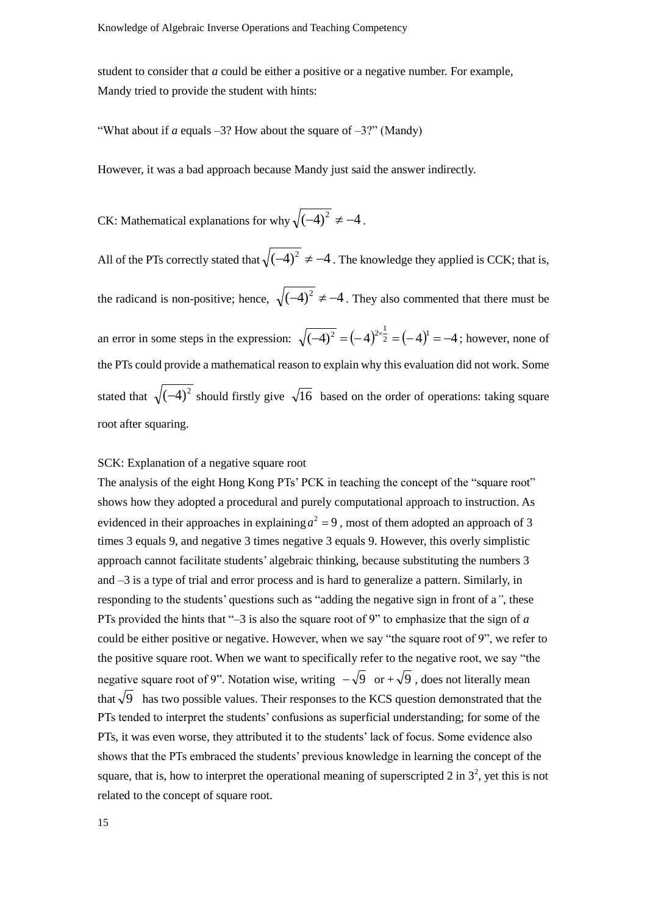student to consider that *a* could be either a positive or a negative number. For example, Mandy tried to provide the student with hints:

"What about if *a* equals –3? How about the square of –3?" (Mandy)

However, it was a bad approach because Mandy just said the answer indirectly.

CK: Mathematical explanations for why $\sqrt{(-4)^2} \neq -4$.

All of the PTs correctly stated that $\sqrt{(-4)^2} \neq -4$. The knowledge they applied is CCK; that is, the radicand is non-positive; hence, $\sqrt{(-4)^2} \neq -4$. They also commented that there must be an error in some steps in the expression: $\sqrt{(-4)^2} = (-4)^{2\times\frac{1}{2}} = (-4)^1 = -4$; however, none of the PTs could provide a mathematical reason to explain why this evaluation did not work. Some stated that $\sqrt{(-4)^2}$ should firstly give $\sqrt{16}$ based on the order of operations: taking square root after squaring.

SCK: Explanation of a negative square root

The analysis of the eight Hong Kong PTs' PCK in teaching the concept of the "square root" shows how they adopted a procedural and purely computational approach to instruction. As evidenced in their approaches in explaining $a^2 = 9$, most of them adopted an approach of 3 times 3 equals 9, and negative 3 times negative 3 equals 9. However, this overly simplistic approach cannot facilitate students' algebraic thinking, because substituting the numbers 3 and –3 is a type of trial and error process and is hard to generalize a pattern. Similarly, in responding to the students' questions such as "adding the negative sign in front of a*"*, these PTs provided the hints that "–3 is also the square root of 9" to emphasize that the sign of *a* could be either positive or negative. However, when we say "the square root of 9", we refer to the positive square root. When we want to specifically refer to the negative root, we say "the negative square root of 9". Notation wise, writing $-\sqrt{9}$ or $+\sqrt{9}$, does not literally mean that $\sqrt{9}$ has two possible values. Their responses to the KCS question demonstrated that the PTs tended to interpret the students' confusions as superficial understanding; for some of the PTs, it was even worse, they attributed it to the students' lack of focus. Some evidence also shows that the PTs embraced the students' previous knowledge in learning the concept of the square, that is, how to interpret the operational meaning of superscripted 2 in $3^2$, yet this is not related to the concept of square root.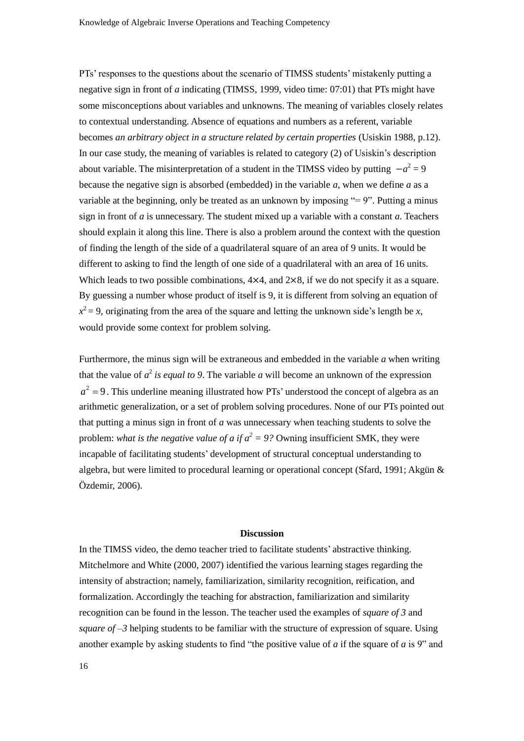PTs' responses to the questions about the scenario of TIMSS students' mistakenly putting a negative sign in front of *a* indicating (TIMSS, 1999, video time: 07:01) that PTs might have some misconceptions about variables and unknowns. The meaning of variables closely relates to contextual understanding. Absence of equations and numbers as a referent, variable becomes *an arbitrary object in a structure related by certain properties* (Usiskin 1988, p.12). In our case study, the meaning of variables is related to category (2) of Usiskin's description about variable. The misinterpretation of a student in the TIMSS video by putting $-a^2 = 9$ because the negative sign is absorbed (embedded) in the variable *a*, when we define *a* as a variable at the beginning, only be treated as an unknown by imposing "= 9". Putting a minus sign in front of *a* is unnecessary. The student mixed up a variable with a constant *a*. Teachers should explain it along this line. There is also a problem around the context with the question of finding the length of the side of a quadrilateral square of an area of 9 units. It would be different to asking to find the length of one side of a quadrilateral with an area of 16 units. Which leads to two possible combinations, $4\times4$, and $2\times8$, if we do not specify it as a square. By guessing a number whose product of itself is 9, it is different from solving an equation of $x^2 = 9$, originating from the area of the square and letting the unknown side's length be *x*, would provide some context for problem solving.

Furthermore, the minus sign will be extraneous and embedded in the variable *a* when writing that the value of $a^2$ *is equal to 9*. The variable *a* will become an unknown of the expression $a^2 = 9$. This underline meaning illustrated how PTs' understood the concept of algebra as an arithmetic generalization, or a set of problem solving procedures. None of our PTs pointed out that putting a minus sign in front of *a* was unnecessary when teaching students to solve the problem: *what is the negative value of a if* $a^2 = 9$*?* Owning insufficient SMK, they were incapable of facilitating students' development of structural conceptual understanding to algebra, but were limited to procedural learning or operational concept (Sfard, 1991; Akgün & Özdemir, 2006).

## Discussion

In the TIMSS video, the demo teacher tried to facilitate students' abstractive thinking. Mitchelmore and White (2000, 2007) identified the various learning stages regarding the intensity of abstraction; namely, familiarization, similarity recognition, reification, and formalization. Accordingly the teaching for abstraction, familiarization and similarity recognition can be found in the lesson. The teacher used the examples of *square of 3* and *square of –3* helping students to be familiar with the structure of expression of square. Using another example by asking students to find "the positive value of *a* if the square of *a* is 9" and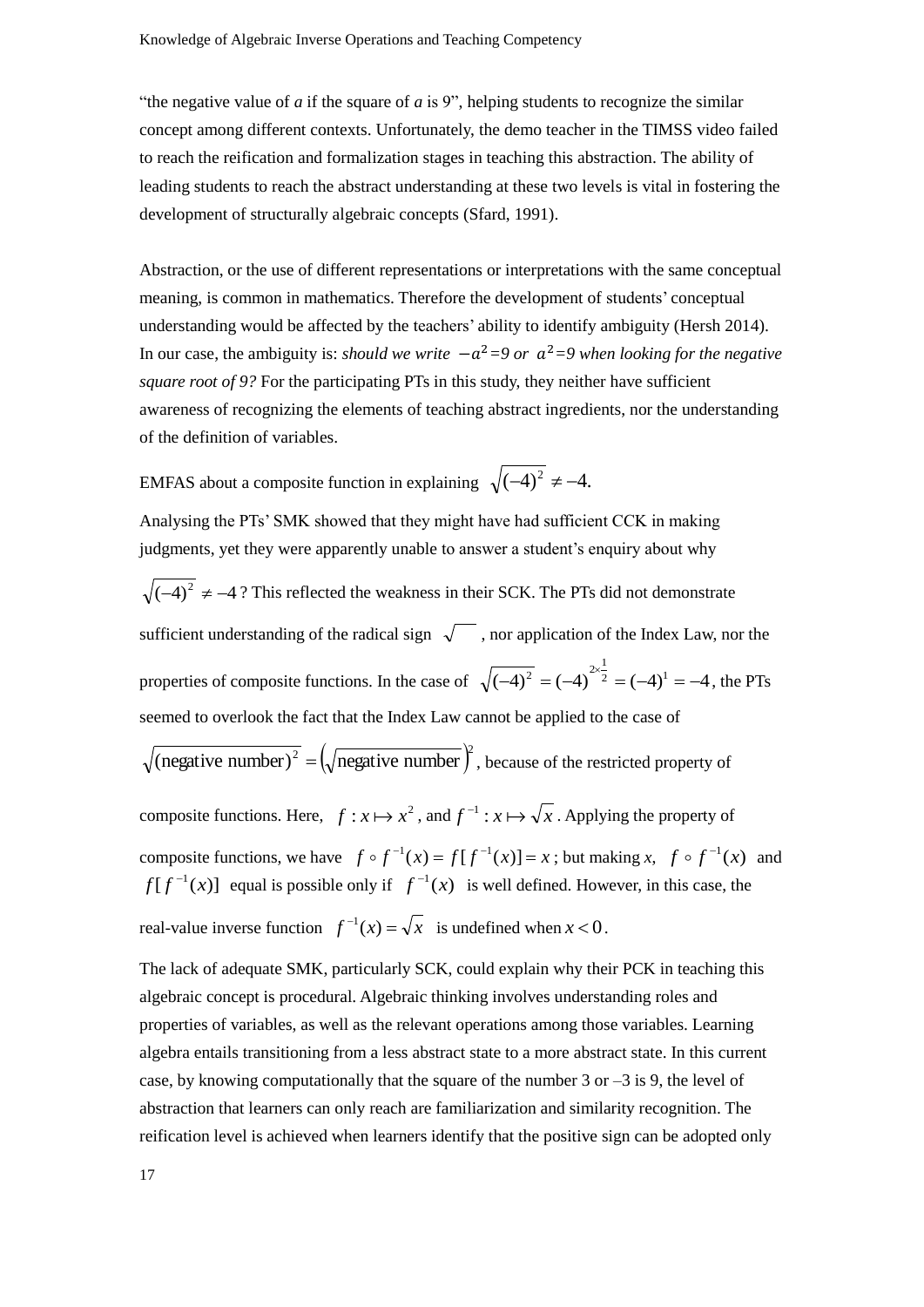"the negative value of *a* if the square of *a* is 9", helping students to recognize the similar concept among different contexts. Unfortunately, the demo teacher in the TIMSS video failed to reach the reification and formalization stages in teaching this abstraction. The ability of leading students to reach the abstract understanding at these two levels is vital in fostering the development of structurally algebraic concepts (Sfard, 1991).

Abstraction, or the use of different representations or interpretations with the same conceptual meaning, is common in mathematics. Therefore the development of students' conceptual understanding would be affected by the teachers' ability to identify ambiguity (Hersh 2014). In our case, the ambiguity is: *should we write* $-a^2=9$ *or* $a^2=9$ *when looking for the negative square root of 9?* For the participating PTs in this study, they neither have sufficient awareness of recognizing the elements of teaching abstract ingredients, nor the understanding of the definition of variables.

EMFAS about a composite function in explaining $\sqrt{(-4)^2} \neq -4.$

Analysing the PTs' SMK showed that they might have had sufficient CCK in making judgments, yet they were apparently unable to answer a student's enquiry about why $\sqrt{(-4)^2} \neq -4$? This reflected the weakness in their SCK. The PTs did not demonstrate sufficient understanding of the radical sign $\sqrt{\phantom{x}}$, nor application of the Index Law, nor the properties of composite functions. In the case of $\sqrt{(-4)^2} = (-4)^{2\times\frac{1}{2}} = (-4)^1 = -4$, the PTs seemed to overlook the fact that the Index Law cannot be applied to the case of $\sqrt{(\text{negative number})^2} = \left(\sqrt{\text{negative number}}\right)^2$, because of the restricted property of composite functions. Here, $f: x \mapsto x^2$, and $f^{-1}: x \mapsto \sqrt{x}$. Applying the property of composite functions, we have $f \circ f^{-1}(x) = f[f^{-1}(x)] = x$; but making *x*, $f \circ f^{-1}(x)$ and $f[f^{-1}(x)]$ equal is possible only if $f^{-1}(x)$ is well defined. However, in this case, the real-value inverse function $f^{-1}(x) = \sqrt{x}$ is undefined when $x < 0$.

The lack of adequate SMK, particularly SCK, could explain why their PCK in teaching this algebraic concept is procedural. Algebraic thinking involves understanding roles and properties of variables, as well as the relevant operations among those variables. Learning algebra entails transitioning from a less abstract state to a more abstract state. In this current case, by knowing computationally that the square of the number 3 or –3 is 9, the level of abstraction that learners can only reach are familiarization and similarity recognition. The reification level is achieved when learners identify that the positive sign can be adopted only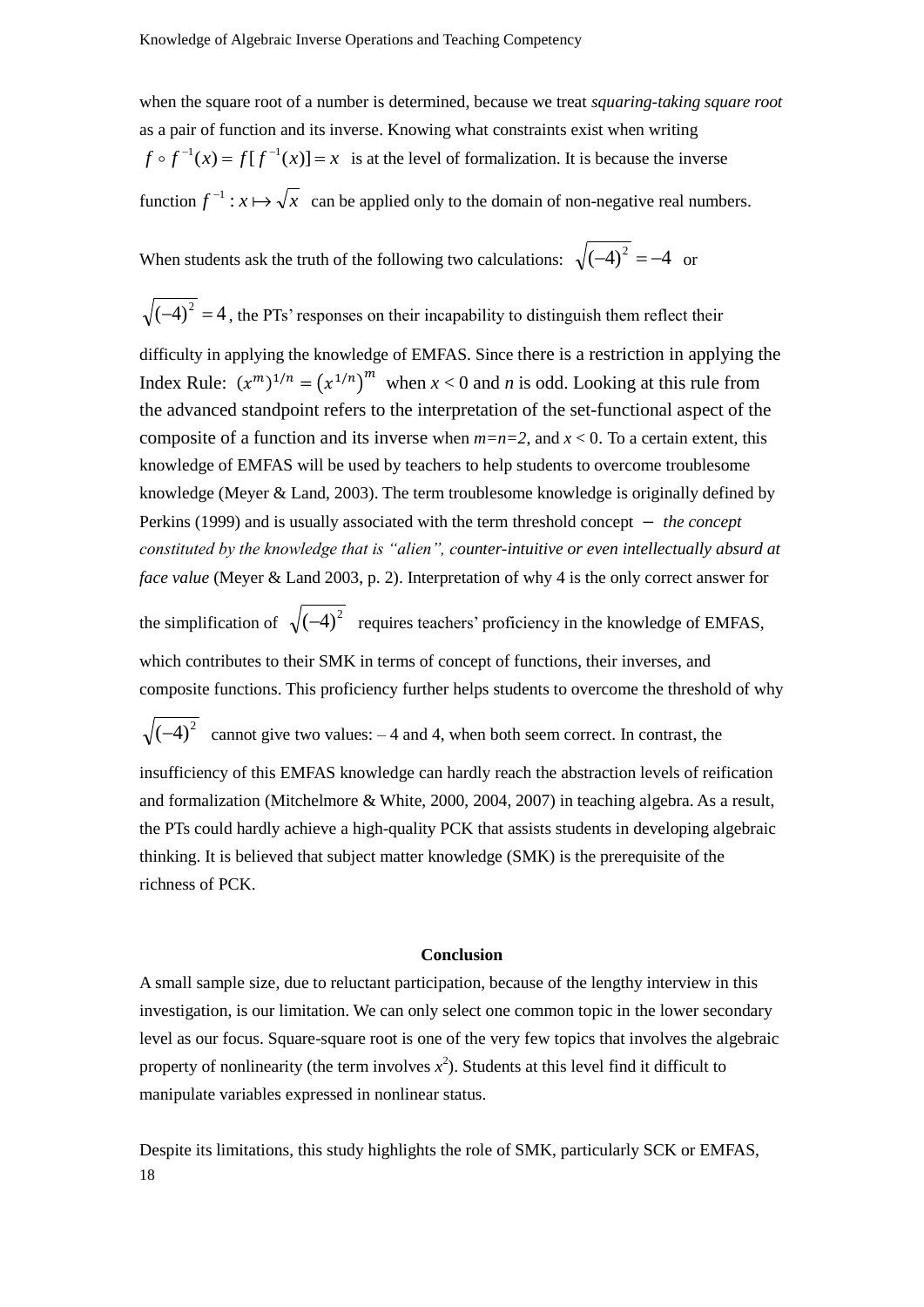when the square root of a number is determined, because we treat *squaring-taking square root* as a pair of function and its inverse. Knowing what constraints exist when writing $f \circ f^{-1}(x) = f[f^{-1}(x)] = x$ is at the level of formalization. It is because the inverse function $f^{-1} : x \mapsto \sqrt{x}$ can be applied only to the domain of non-negative real numbers.

When students ask the truth of the following two calculations: $\sqrt{(-4)^2} = -4$ or $\sqrt{(-4)^2} = 4$, the PTs' responses on their incapability to distinguish them reflect their difficulty in applying the knowledge of EMFAS. Since there is a restriction in applying the Index Rule: $(x^m)^{1/n} = (x^{1/n})^m$ when $x < 0$ and $n$ is odd. Looking at this rule from the advanced standpoint refers to the interpretation of the set-functional aspect of the composite of a function and its inverse when $m=n=2$, and $x < 0$. To a certain extent, this knowledge of EMFAS will be used by teachers to help students to overcome troublesome knowledge (Meyer & Land, 2003). The term troublesome knowledge is originally defined by Perkins (1999) and is usually associated with the term threshold concept – *the concept constituted by the knowledge that is "alien", counter-intuitive or even intellectually absurd at face value* (Meyer & Land 2003, p. 2). Interpretation of why 4 is the only correct answer for the simplification of $\sqrt{(-4)^2}$ requires teachers' proficiency in the knowledge of EMFAS, which contributes to their SMK in terms of concept of functions, their inverses, and composite functions. This proficiency further helps students to overcome the threshold of why $\sqrt{(-4)^2}$ cannot give two values: – 4 and 4, when both seem correct. In contrast, the insufficiency of this EMFAS knowledge can hardly reach the abstraction levels of reification and formalization (Mitchelmore & White, 2000, 2004, 2007) in teaching algebra. As a result, the PTs could hardly achieve a high-quality PCK that assists students in developing algebraic thinking. It is believed that subject matter knowledge (SMK) is the prerequisite of the richness of PCK.

## Conclusion

A small sample size, due to reluctant participation, because of the lengthy interview in this investigation, is our limitation. We can only select one common topic in the lower secondary level as our focus. Square-square root is one of the very few topics that involves the algebraic property of nonlinearity (the term involves $x^2$). Students at this level find it difficult to manipulate variables expressed in nonlinear status.

Despite its limitations, this study highlights the role of SMK, particularly SCK or EMFAS,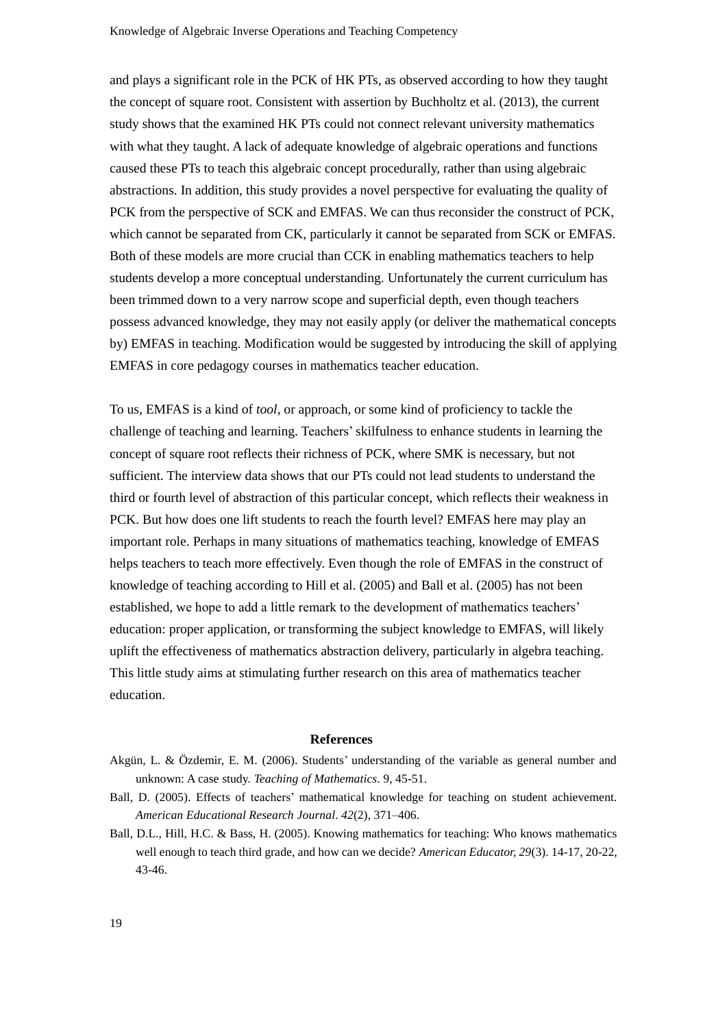and plays a significant role in the PCK of HK PTs, as observed according to how they taught the concept of square root. Consistent with assertion by Buchholtz et al. (2013), the current study shows that the examined HK PTs could not connect relevant university mathematics with what they taught. A lack of adequate knowledge of algebraic operations and functions caused these PTs to teach this algebraic concept procedurally, rather than using algebraic abstractions. In addition, this study provides a novel perspective for evaluating the quality of PCK from the perspective of SCK and EMFAS. We can thus reconsider the construct of PCK, which cannot be separated from CK, particularly it cannot be separated from SCK or EMFAS. Both of these models are more crucial than CCK in enabling mathematics teachers to help students develop a more conceptual understanding. Unfortunately the current curriculum has been trimmed down to a very narrow scope and superficial depth, even though teachers possess advanced knowledge, they may not easily apply (or deliver the mathematical concepts by) EMFAS in teaching. Modification would be suggested by introducing the skill of applying EMFAS in core pedagogy courses in mathematics teacher education.

To us, EMFAS is a kind of *tool*, or approach, or some kind of proficiency to tackle the challenge of teaching and learning. Teachers' skilfulness to enhance students in learning the concept of square root reflects their richness of PCK, where SMK is necessary, but not sufficient. The interview data shows that our PTs could not lead students to understand the third or fourth level of abstraction of this particular concept, which reflects their weakness in PCK. But how does one lift students to reach the fourth level? EMFAS here may play an important role. Perhaps in many situations of mathematics teaching, knowledge of EMFAS helps teachers to teach more effectively. Even though the role of EMFAS in the construct of knowledge of teaching according to Hill et al. (2005) and Ball et al. (2005) has not been established, we hope to add a little remark to the development of mathematics teachers' education: proper application, or transforming the subject knowledge to EMFAS, will likely uplift the effectiveness of mathematics abstraction delivery, particularly in algebra teaching. This little study aims at stimulating further research on this area of mathematics teacher education.

## References

Akgün, L. & Özdemir, E. M. (2006). Students' understanding of the variable as general number and unknown: A case study. *Teaching of Mathematics*. 9, 45-51.

Ball, D. (2005). Effects of teachers' mathematical knowledge for teaching on student achievement. *American Educational Research Journal*. *42*(2), 371–406.

Ball, D.L., Hill, H.C. & Bass, H. (2005). Knowing mathematics for teaching: Who knows mathematics well enough to teach third grade, and how can we decide? *American Educator, 29*(3). 14-17, 20-22, 43-46.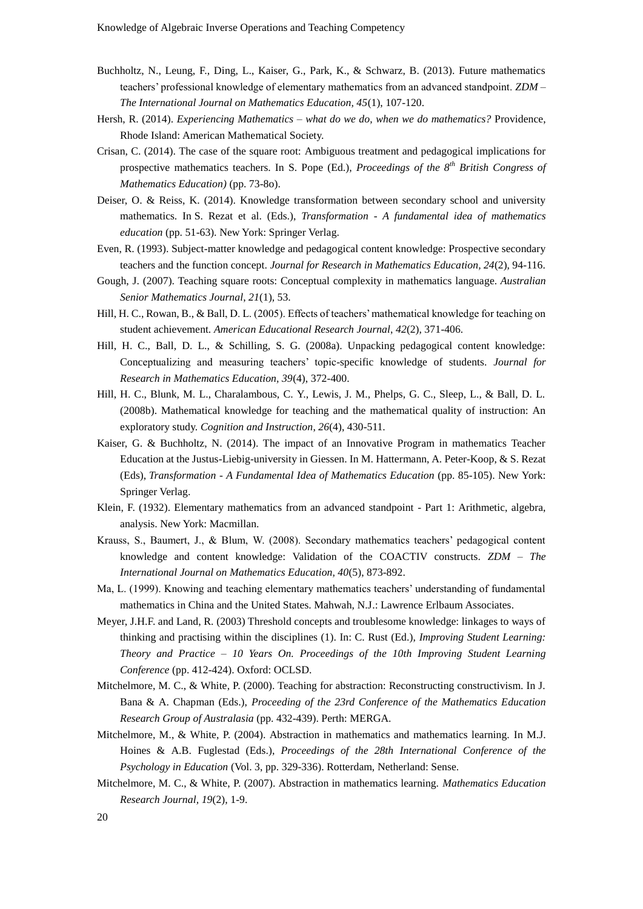Buchholtz, N., Leung, F., Ding, L., Kaiser, G., Park, K., & Schwarz, B. (2013). Future mathematics teachers' professional knowledge of elementary mathematics from an advanced standpoint. *ZDM – The International Journal on Mathematics Education, 45*(1), 107-120.

Hersh, R. (2014). *Experiencing Mathematics – what do we do, when we do mathematics?* Providence, Rhode Island: American Mathematical Society.

Crisan, C. (2014). The case of the square root: Ambiguous treatment and pedagogical implications for prospective mathematics teachers. In S. Pope (Ed.), *Proceedings of the 8th British Congress of Mathematics Education)* (pp. 73-8o).

Deiser, O. & Reiss, K. (2014). Knowledge transformation between secondary school and university mathematics. In S. Rezat et al. (Eds.), *Transformation - A fundamental idea of mathematics education* (pp. 51-63). New York: Springer Verlag.

Even, R. (1993). Subject-matter knowledge and pedagogical content knowledge: Prospective secondary teachers and the function concept. *Journal for Research in Mathematics Education, 24*(2), 94-116.

Gough, J. (2007). Teaching square roots: Conceptual complexity in mathematics language. *Australian Senior Mathematics Journal*, *21*(1), 53.

Hill, H. C., Rowan, B., & Ball, D. L. (2005). Effects of teachers' mathematical knowledge for teaching on student achievement. *American Educational Research Journal*, *42*(2), 371-406.

Hill, H. C., Ball, D. L., & Schilling, S. G. (2008a). Unpacking pedagogical content knowledge: Conceptualizing and measuring teachers' topic-specific knowledge of students. *Journal for Research in Mathematics Education, 39*(4), 372-400.

Hill, H. C., Blunk, M. L., Charalambous, C. Y., Lewis, J. M., Phelps, G. C., Sleep, L., & Ball, D. L. (2008b). Mathematical knowledge for teaching and the mathematical quality of instruction: An exploratory study. *Cognition and Instruction*, *26*(4), 430-511.

Kaiser, G. & Buchholtz, N. (2014). The impact of an Innovative Program in mathematics Teacher Education at the Justus-Liebig-university in Giessen. In M. Hattermann, A. Peter-Koop, & S. Rezat (Eds), *Transformation - A Fundamental Idea of Mathematics Education* (pp. 85-105). New York: Springer Verlag.

Klein, F. (1932). Elementary mathematics from an advanced standpoint - Part 1: Arithmetic, algebra, analysis. New York: Macmillan.

Krauss, S., Baumert, J., & Blum, W. (2008). Secondary mathematics teachers' pedagogical content knowledge and content knowledge: Validation of the COACTIV constructs. *ZDM – The International Journal on Mathematics Education, 40*(5), 873-892.

Ma, L. (1999). Knowing and teaching elementary mathematics teachers' understanding of fundamental mathematics in China and the United States. Mahwah, N.J.: Lawrence Erlbaum Associates.

Meyer, J.H.F. and Land, R. (2003) Threshold concepts and troublesome knowledge: linkages to ways of thinking and practising within the disciplines (1). In: C. Rust (Ed.), *Improving Student Learning: Theory and Practice – 10 Years On. Proceedings of the 10th Improving Student Learning Conference* (pp. 412-424). Oxford: OCLSD.

Mitchelmore, M. C., & White, P. (2000). Teaching for abstraction: Reconstructing constructivism. In J. Bana & A. Chapman (Eds.), *Proceeding of the 23rd Conference of the Mathematics Education Research Group of Australasia* (pp. 432-439). Perth: MERGA.

Mitchelmore, M., & White, P. (2004). Abstraction in mathematics and mathematics learning. In M.J. Hoines & A.B. Fuglestad (Eds.), *Proceedings of the 28th International Conference of the Psychology in Education* (Vol. 3, pp. 329-336). Rotterdam, Netherland: Sense.

Mitchelmore, M. C., & White, P. (2007). Abstraction in mathematics learning. *Mathematics Education Research Journal, 19*(2), 1-9.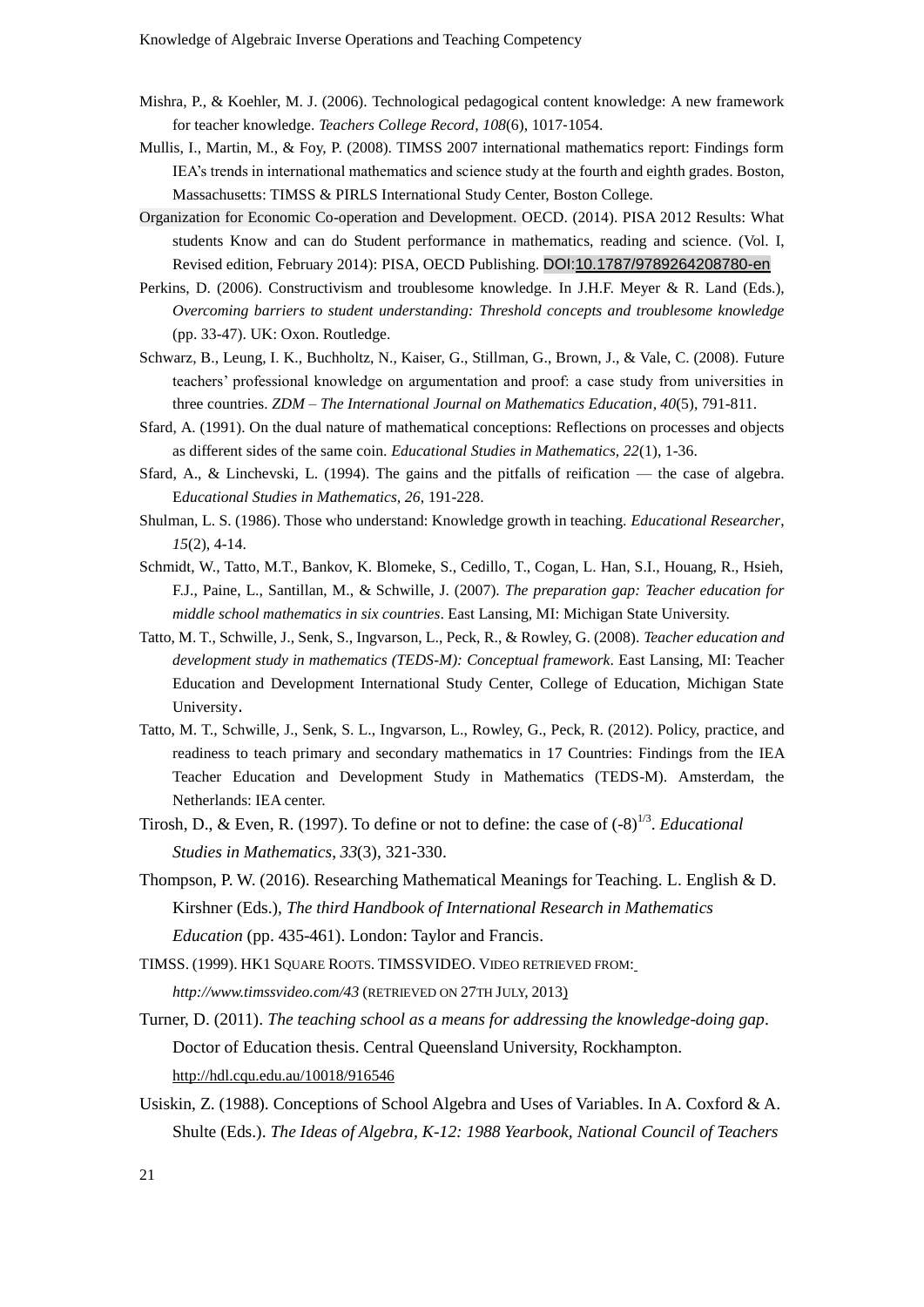Mishra, P., & Koehler, M. J. (2006). Technological pedagogical content knowledge: A new framework for teacher knowledge. *Teachers College Record, 108*(6), 1017-1054.

Mullis, I., Martin, M., & Foy, P. (2008). TIMSS 2007 international mathematics report: Findings form IEA's trends in international mathematics and science study at the fourth and eighth grades. Boston, Massachusetts: TIMSS & PIRLS International Study Center, Boston College.

Organization for Economic Co-operation and Development. OECD. (2014). PISA 2012 Results: What students Know and can do Student performance in mathematics, reading and science. (Vol. I, Revised edition, February 2014): PISA, OECD Publishing. DOI:10.1787/9789264208780-en

Perkins, D. (2006). Constructivism and troublesome knowledge. In J.H.F. Meyer & R. Land (Eds.), *Overcoming barriers to student understanding: Threshold concepts and troublesome knowledge* (pp. 33-47). UK: Oxon. Routledge.

Schwarz, B., Leung, I. K., Buchholtz, N., Kaiser, G., Stillman, G., Brown, J., & Vale, C. (2008). Future teachers' professional knowledge on argumentation and proof: a case study from universities in three countries. *ZDM – The International Journal on Mathematics Education, 40*(5), 791-811.

Sfard, A. (1991). On the dual nature of mathematical conceptions: Reflections on processes and objects as different sides of the same coin. *Educational Studies in Mathematics, 22*(1), 1-36.

Sfard, A., & Linchevski, L. (1994). The gains and the pitfalls of reification — the case of algebra. E*ducational Studies in Mathematics, 26*, 191-228.

Shulman, L. S. (1986). Those who understand: Knowledge growth in teaching. *Educational Researcher*, *15*(2), 4-14.

Schmidt, W., Tatto, M.T., Bankov, K. Blomeke, S., Cedillo, T., Cogan, L. Han, S.I., Houang, R., Hsieh, F.J., Paine, L., Santillan, M., & Schwille, J. (2007). *The preparation gap: Teacher education for middle school mathematics in six countries*. East Lansing, MI: Michigan State University.

Tatto, M. T., Schwille, J., Senk, S., Ingvarson, L., Peck, R., & Rowley, G. (2008). *Teacher education and development study in mathematics (TEDS-M): Conceptual framework*. East Lansing, MI: Teacher Education and Development International Study Center, College of Education, Michigan State University.

Tatto, M. T., Schwille, J., Senk, S. L., Ingvarson, L., Rowley, G., Peck, R. (2012). Policy, practice, and readiness to teach primary and secondary mathematics in 17 Countries: Findings from the IEA Teacher Education and Development Study in Mathematics (TEDS-M). Amsterdam, the Netherlands: IEA center.

Tirosh, D., & Even, R. (1997). To define or not to define: the case of $(-8)^{1/3}$. *Educational Studies in Mathematics*, *33*(3), 321-330.

Thompson, P. W. (2016). Researching Mathematical Meanings for Teaching. L. English & D. Kirshner (Eds.), *The third Handbook of International Research in Mathematics Education* (pp. 435-461). London: Taylor and Francis.

TIMSS. (1999). HK1 SQUARE ROOTS. TIMSSVIDEO. VIDEO RETRIEVED FROM: *http://www.timssvideo.com/43* (RETRIEVED ON 27TH JULY, 2013)

Turner, D. (2011). *The teaching school as a means for addressing the knowledge-doing gap*. Doctor of Education thesis. Central Queensland University, Rockhampton. http://hdl.cqu.edu.au/10018/916546

Usiskin, Z. (1988). Conceptions of School Algebra and Uses of Variables. In A. Coxford & A. Shulte (Eds.). *The Ideas of Algebra, K-12: 1988 Yearbook*, *National Council of Teachers*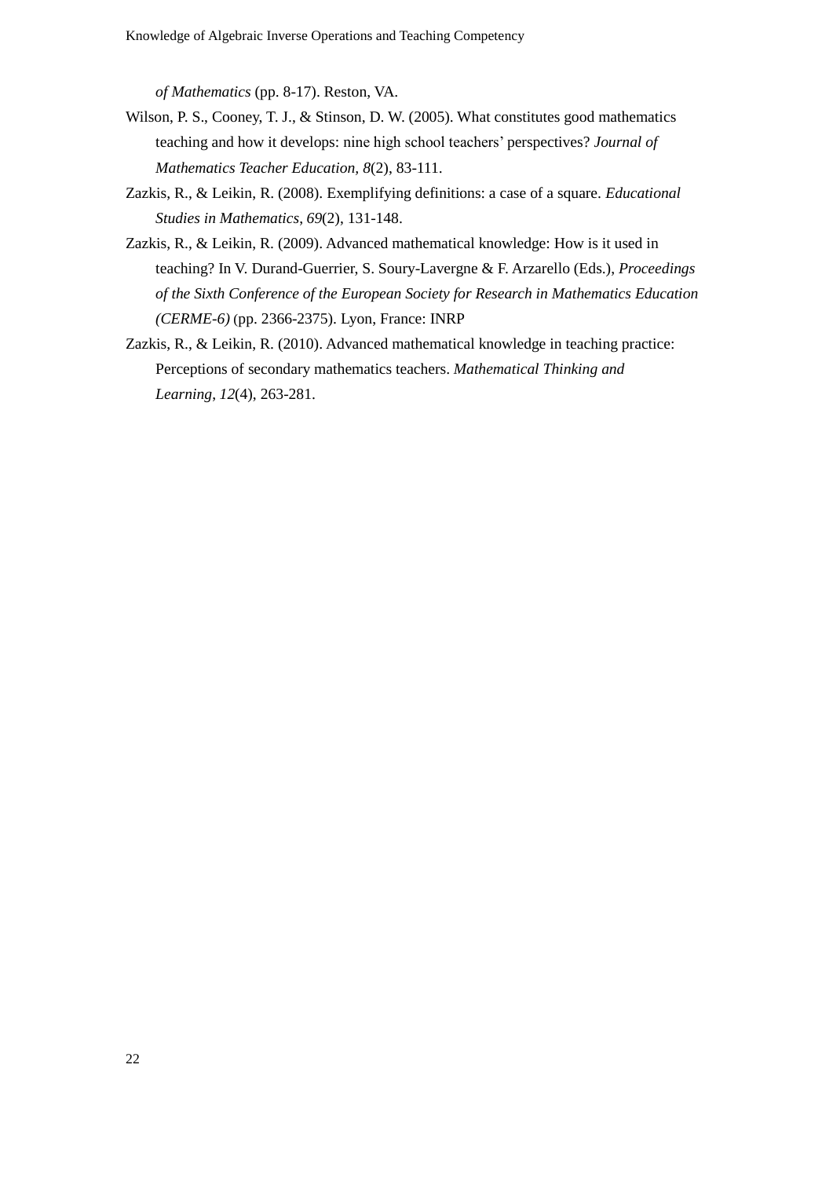*of Mathematics* (pp. 8-17). Reston, VA.

Wilson, P. S., Cooney, T. J., & Stinson, D. W. (2005). What constitutes good mathematics teaching and how it develops: nine high school teachers' perspectives? *Journal of Mathematics Teacher Education, 8*(2), 83-111.

Zazkis, R., & Leikin, R. (2008). Exemplifying definitions: a case of a square. *Educational Studies in Mathematics*, *69*(2), 131-148.

Zazkis, R., & Leikin, R. (2009). Advanced mathematical knowledge: How is it used in teaching? In V. Durand-Guerrier, S. Soury-Lavergne & F. Arzarello (Eds.), *Proceedings of the Sixth Conference of the European Society for Research in Mathematics Education (CERME-6)* (pp. 2366-2375). Lyon, France: INRP

Zazkis, R., & Leikin, R. (2010). Advanced mathematical knowledge in teaching practice: Perceptions of secondary mathematics teachers. *Mathematical Thinking and Learning*, *12*(4), 263-281.